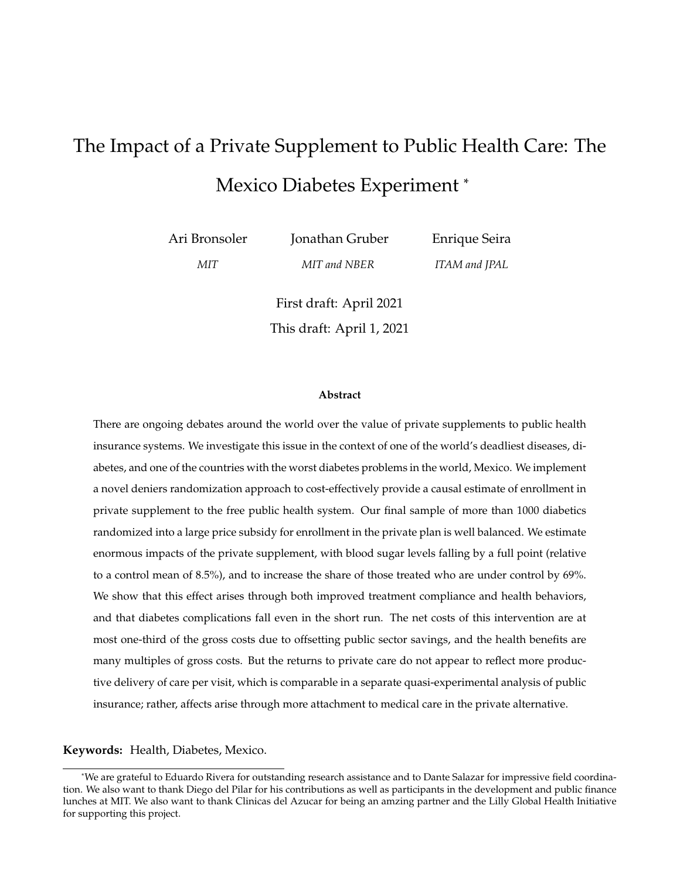# The Impact of a Private Supplement to Public Health Care: The Mexico Diabetes Experiment *

Ari Bronsoler
*MIT*

Jonathan Gruber
*MIT and NBER*

Enrique Seira
*ITAM and JPAL*

First draft: April 2021

This draft: April 1, 2021

**Abstract**

There are ongoing debates around the world over the value of private supplements to public health insurance systems. We investigate this issue in the context of one of the world's deadliest diseases, diabetes, and one of the countries with the worst diabetes problems in the world, Mexico. We implement a novel deniers randomization approach to cost-effectively provide a causal estimate of enrollment in private supplement to the free public health system. Our final sample of more than 1000 diabetics randomized into a large price subsidy for enrollment in the private plan is well balanced. We estimate enormous impacts of the private supplement, with blood sugar levels falling by a full point (relative to a control mean of 8.5%), and to increase the share of those treated who are under control by 69%. We show that this effect arises through both improved treatment compliance and health behaviors, and that diabetes complications fall even in the short run. The net costs of this intervention are at most one-third of the gross costs due to offsetting public sector savings, and the health benefits are many multiples of gross costs. But the returns to private care do not appear to reflect more productive delivery of care per visit, which is comparable in a separate quasi-experimental analysis of public insurance; rather, affects arise through more attachment to medical care in the private alternative.

**Keywords:** Health, Diabetes, Mexico.

*We are grateful to Eduardo Rivera for outstanding research assistance and to Dante Salazar for impressive field coordination. We also want to thank Diego del Pilar for his contributions as well as participants in the development and public finance lunches at MIT. We also want to thank Clinicas del Azucar for being an amzing partner and the Lilly Global Health Initiative for supporting this project.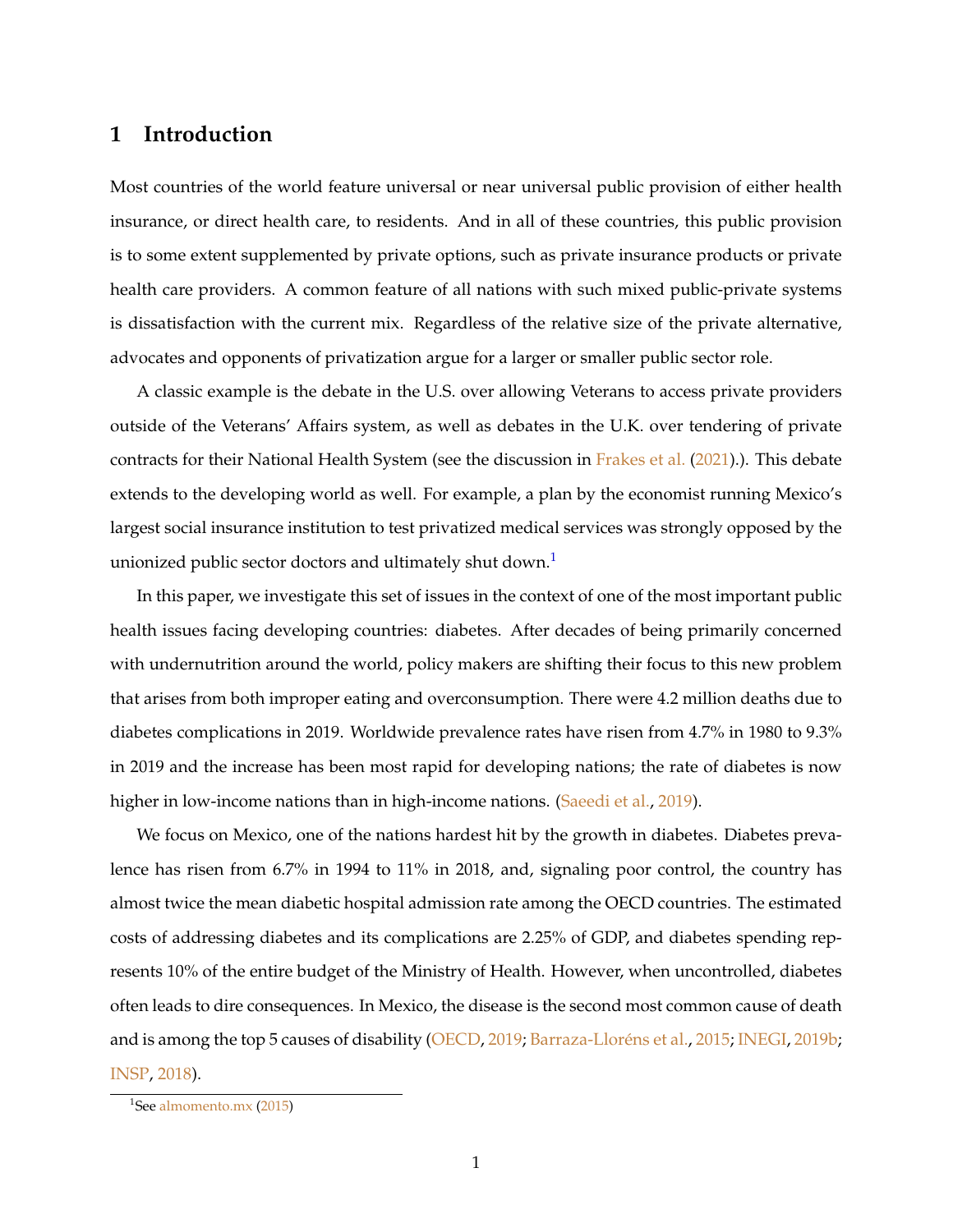# 1 Introduction

Most countries of the world feature universal or near universal public provision of either health insurance, or direct health care, to residents. And in all of these countries, this public provision is to some extent supplemented by private options, such as private insurance products or private health care providers. A common feature of all nations with such mixed public-private systems is dissatisfaction with the current mix. Regardless of the relative size of the private alternative, advocates and opponents of privatization argue for a larger or smaller public sector role.

A classic example is the debate in the U.S. over allowing Veterans to access private providers outside of the Veterans' Affairs system, as well as debates in the U.K. over tendering of private contracts for their National Health System (see the discussion in Frakes et al. (2021).). This debate extends to the developing world as well. For example, a plan by the economist running Mexico's largest social insurance institution to test privatized medical services was strongly opposed by the unionized public sector doctors and ultimately shut down.[1]

In this paper, we investigate this set of issues in the context of one of the most important public health issues facing developing countries: diabetes. After decades of being primarily concerned with undernutrition around the world, policy makers are shifting their focus to this new problem that arises from both improper eating and overconsumption. There were 4.2 million deaths due to diabetes complications in 2019. Worldwide prevalence rates have risen from 4.7% in 1980 to 9.3% in 2019 and the increase has been most rapid for developing nations; the rate of diabetes is now higher in low-income nations than in high-income nations. (Saeedi et al., 2019).

We focus on Mexico, one of the nations hardest hit by the growth in diabetes. Diabetes prevalence has risen from 6.7% in 1994 to 11% in 2018, and, signaling poor control, the country has almost twice the mean diabetic hospital admission rate among the OECD countries. The estimated costs of addressing diabetes and its complications are 2.25% of GDP, and diabetes spending represents 10% of the entire budget of the Ministry of Health. However, when uncontrolled, diabetes often leads to dire consequences. In Mexico, the disease is the second most common cause of death and is among the top 5 causes of disability (OECD, 2019; Barraza-Lloréns et al., 2015; INEGI, 2019b; INSP, 2018).

[1] See almomento.mx (2015)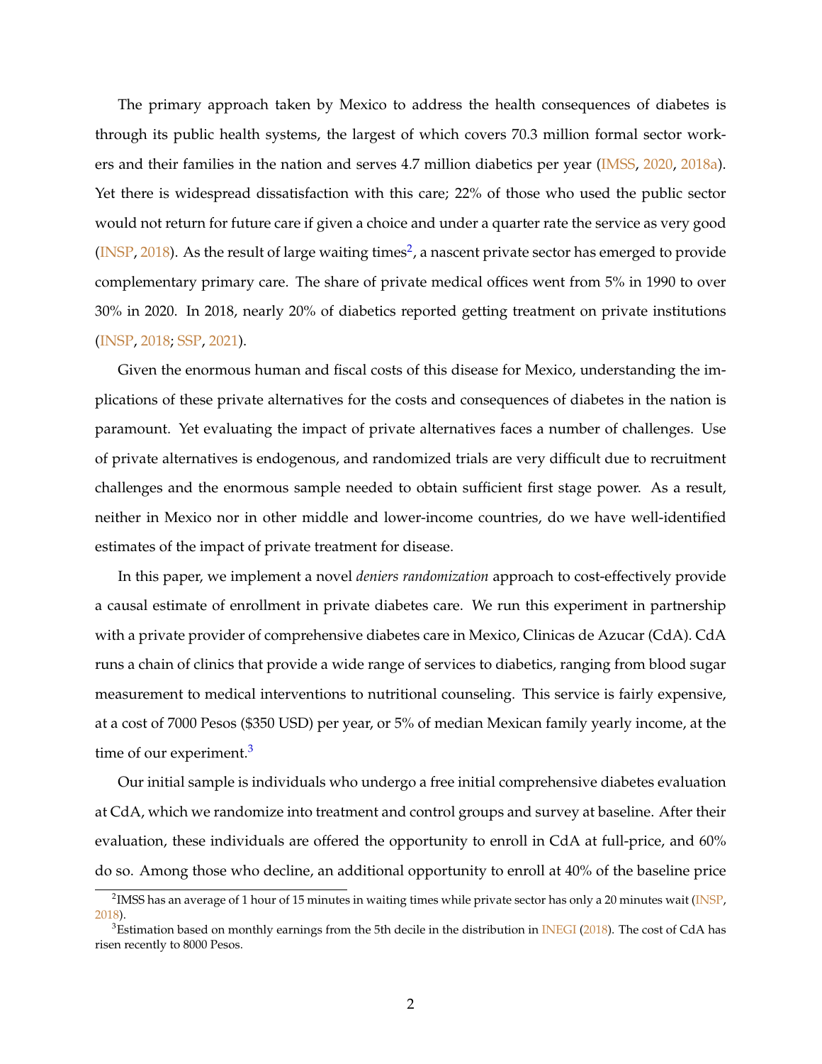The primary approach taken by Mexico to address the health consequences of diabetes is through its public health systems, the largest of which covers 70.3 million formal sector workers and their families in the nation and serves 4.7 million diabetics per year (IMSS, 2020, 2018a). Yet there is widespread dissatisfaction with this care; 22% of those who used the public sector would not return for future care if given a choice and under a quarter rate the service as very good (INSP, 2018). As the result of large waiting times[2], a nascent private sector has emerged to provide complementary primary care. The share of private medical offices went from 5% in 1990 to over 30% in 2020. In 2018, nearly 20% of diabetics reported getting treatment on private institutions (INSP, 2018; SSP, 2021).

Given the enormous human and fiscal costs of this disease for Mexico, understanding the implications of these private alternatives for the costs and consequences of diabetes in the nation is paramount. Yet evaluating the impact of private alternatives faces a number of challenges. Use of private alternatives is endogenous, and randomized trials are very difficult due to recruitment challenges and the enormous sample needed to obtain sufficient first stage power. As a result, neither in Mexico nor in other middle and lower-income countries, do we have well-identified estimates of the impact of private treatment for disease.

In this paper, we implement a novel *deniers randomization* approach to cost-effectively provide a causal estimate of enrollment in private diabetes care. We run this experiment in partnership with a private provider of comprehensive diabetes care in Mexico, Clinicas de Azucar (CdA). CdA runs a chain of clinics that provide a wide range of services to diabetics, ranging from blood sugar measurement to medical interventions to nutritional counseling. This service is fairly expensive, at a cost of 7000 Pesos ($350 USD) per year, or 5% of median Mexican family yearly income, at the time of our experiment.[3]

Our initial sample is individuals who undergo a free initial comprehensive diabetes evaluation at CdA, which we randomize into treatment and control groups and survey at baseline. After their evaluation, these individuals are offered the opportunity to enroll in CdA at full-price, and 60% do so. Among those who decline, an additional opportunity to enroll at 40% of the baseline price

[2] IMSS has an average of 1 hour of 15 minutes in waiting times while private sector has only a 20 minutes wait (INSP, 2018).

[3] Estimation based on monthly earnings from the 5th decile in the distribution in INEGI (2018). The cost of CdA has risen recently to 8000 Pesos.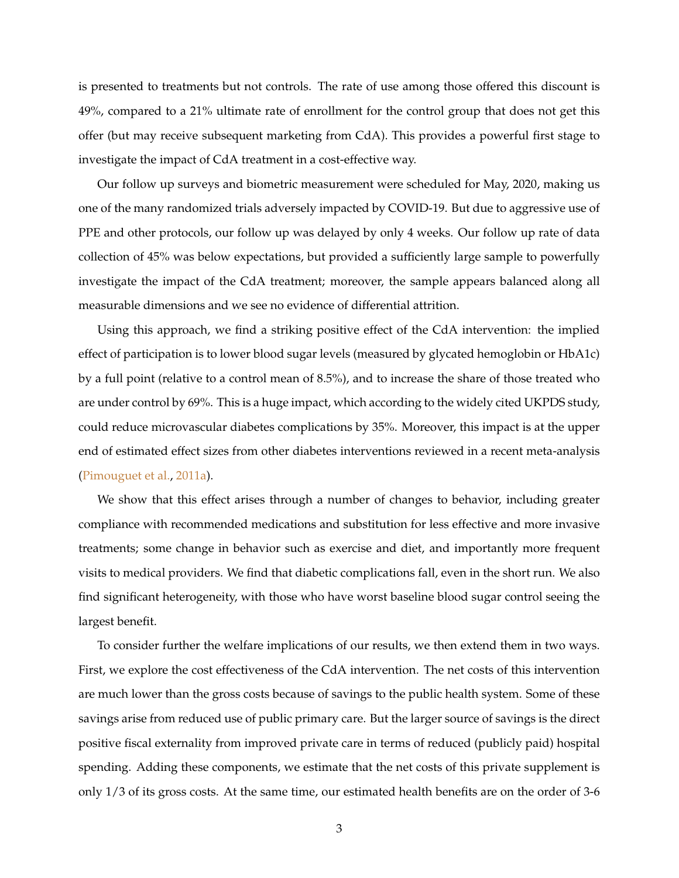is presented to treatments but not controls. The rate of use among those offered this discount is 49%, compared to a 21% ultimate rate of enrollment for the control group that does not get this offer (but may receive subsequent marketing from CdA). This provides a powerful first stage to investigate the impact of CdA treatment in a cost-effective way.

Our follow up surveys and biometric measurement were scheduled for May, 2020, making us one of the many randomized trials adversely impacted by COVID-19. But due to aggressive use of PPE and other protocols, our follow up was delayed by only 4 weeks. Our follow up rate of data collection of 45% was below expectations, but provided a sufficiently large sample to powerfully investigate the impact of the CdA treatment; moreover, the sample appears balanced along all measurable dimensions and we see no evidence of differential attrition.

Using this approach, we find a striking positive effect of the CdA intervention: the implied effect of participation is to lower blood sugar levels (measured by glycated hemoglobin or HbA1c) by a full point (relative to a control mean of 8.5%), and to increase the share of those treated who are under control by 69%. This is a huge impact, which according to the widely cited UKPDS study, could reduce microvascular diabetes complications by 35%. Moreover, this impact is at the upper end of estimated effect sizes from other diabetes interventions reviewed in a recent meta-analysis (Pimouguet et al., 2011a).

We show that this effect arises through a number of changes to behavior, including greater compliance with recommended medications and substitution for less effective and more invasive treatments; some change in behavior such as exercise and diet, and importantly more frequent visits to medical providers. We find that diabetic complications fall, even in the short run. We also find significant heterogeneity, with those who have worst baseline blood sugar control seeing the largest benefit.

To consider further the welfare implications of our results, we then extend them in two ways. First, we explore the cost effectiveness of the CdA intervention. The net costs of this intervention are much lower than the gross costs because of savings to the public health system. Some of these savings arise from reduced use of public primary care. But the larger source of savings is the direct positive fiscal externality from improved private care in terms of reduced (publicly paid) hospital spending. Adding these components, we estimate that the net costs of this private supplement is only 1/3 of its gross costs. At the same time, our estimated health benefits are on the order of 3-6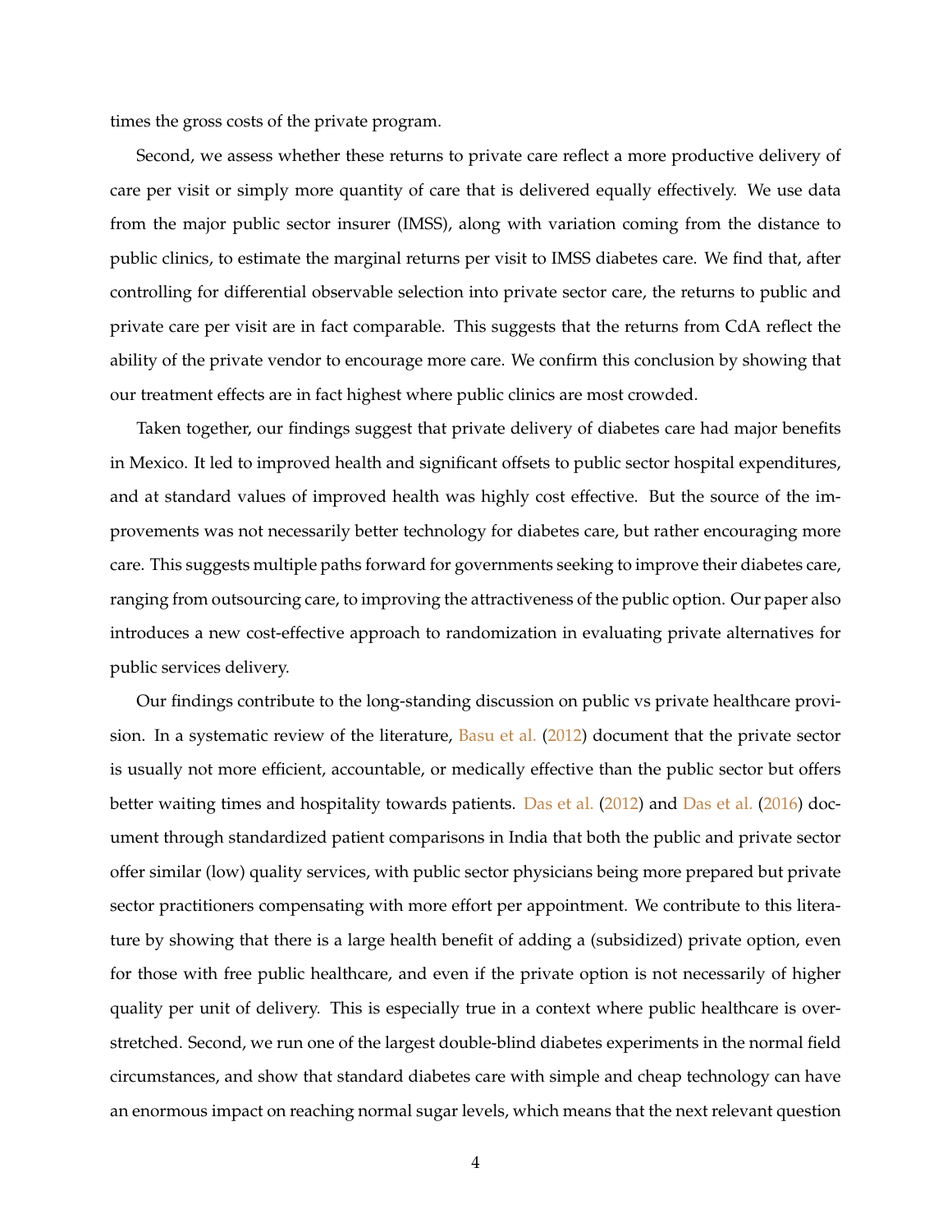times the gross costs of the private program.

Second, we assess whether these returns to private care reflect a more productive delivery of care per visit or simply more quantity of care that is delivered equally effectively. We use data from the major public sector insurer (IMSS), along with variation coming from the distance to public clinics, to estimate the marginal returns per visit to IMSS diabetes care. We find that, after controlling for differential observable selection into private sector care, the returns to public and private care per visit are in fact comparable. This suggests that the returns from CdA reflect the ability of the private vendor to encourage more care. We confirm this conclusion by showing that our treatment effects are in fact highest where public clinics are most crowded.

Taken together, our findings suggest that private delivery of diabetes care had major benefits in Mexico. It led to improved health and significant offsets to public sector hospital expenditures, and at standard values of improved health was highly cost effective. But the source of the improvements was not necessarily better technology for diabetes care, but rather encouraging more care. This suggests multiple paths forward for governments seeking to improve their diabetes care, ranging from outsourcing care, to improving the attractiveness of the public option. Our paper also introduces a new cost-effective approach to randomization in evaluating private alternatives for public services delivery.

Our findings contribute to the long-standing discussion on public vs private healthcare provision. In a systematic review of the literature, Basu et al. (2012) document that the private sector is usually not more efficient, accountable, or medically effective than the public sector but offers better waiting times and hospitality towards patients. Das et al. (2012) and Das et al. (2016) document through standardized patient comparisons in India that both the public and private sector offer similar (low) quality services, with public sector physicians being more prepared but private sector practitioners compensating with more effort per appointment. We contribute to this literature by showing that there is a large health benefit of adding a (subsidized) private option, even for those with free public healthcare, and even if the private option is not necessarily of higher quality per unit of delivery. This is especially true in a context where public healthcare is overstretched. Second, we run one of the largest double-blind diabetes experiments in the normal field circumstances, and show that standard diabetes care with simple and cheap technology can have an enormous impact on reaching normal sugar levels, which means that the next relevant question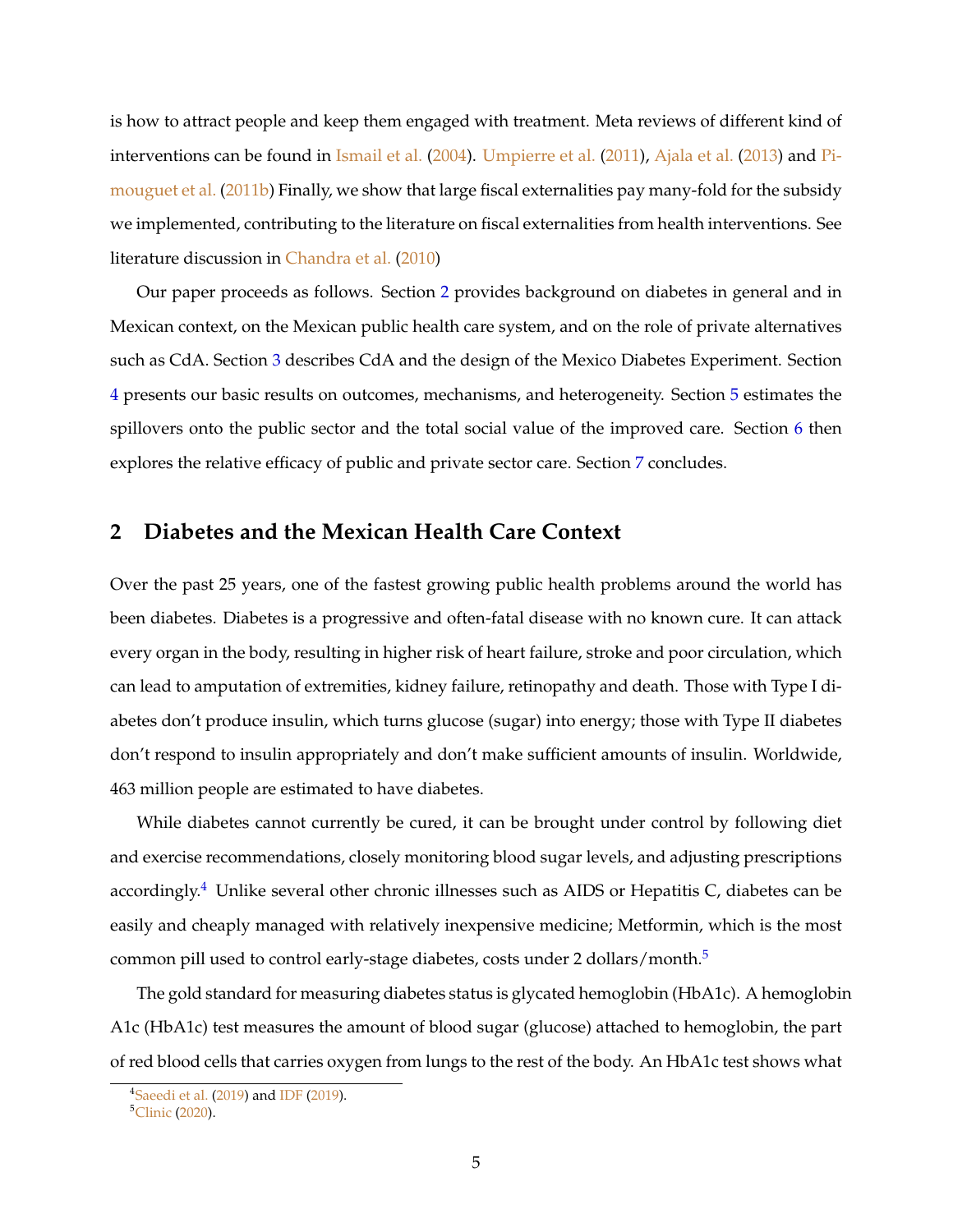is how to attract people and keep them engaged with treatment. Meta reviews of different kind of interventions can be found in Ismail et al. (2004). Umpierre et al. (2011), Ajala et al. (2013) and Pimouguet et al. (2011b) Finally, we show that large fiscal externalities pay many-fold for the subsidy we implemented, contributing to the literature on fiscal externalities from health interventions. See literature discussion in Chandra et al. (2010)

Our paper proceeds as follows. Section 2 provides background on diabetes in general and in Mexican context, on the Mexican public health care system, and on the role of private alternatives such as CdA. Section 3 describes CdA and the design of the Mexico Diabetes Experiment. Section 4 presents our basic results on outcomes, mechanisms, and heterogeneity. Section 5 estimates the spillovers onto the public sector and the total social value of the improved care. Section 6 then explores the relative efficacy of public and private sector care. Section 7 concludes.

## 2 Diabetes and the Mexican Health Care Context

Over the past 25 years, one of the fastest growing public health problems around the world has been diabetes. Diabetes is a progressive and often-fatal disease with no known cure. It can attack every organ in the body, resulting in higher risk of heart failure, stroke and poor circulation, which can lead to amputation of extremities, kidney failure, retinopathy and death. Those with Type I diabetes don't produce insulin, which turns glucose (sugar) into energy; those with Type II diabetes don't respond to insulin appropriately and don't make sufficient amounts of insulin. Worldwide, 463 million people are estimated to have diabetes.

While diabetes cannot currently be cured, it can be brought under control by following diet and exercise recommendations, closely monitoring blood sugar levels, and adjusting prescriptions accordingly.[4] Unlike several other chronic illnesses such as AIDS or Hepatitis C, diabetes can be easily and cheaply managed with relatively inexpensive medicine; Metformin, which is the most common pill used to control early-stage diabetes, costs under 2 dollars/month.[5]

The gold standard for measuring diabetes status is glycated hemoglobin (HbA1c). A hemoglobin A1c (HbA1c) test measures the amount of blood sugar (glucose) attached to hemoglobin, the part of red blood cells that carries oxygen from lungs to the rest of the body. An HbA1c test shows what

[4] Saeedi et al. (2019) and IDF (2019).

[5] Clinic (2020).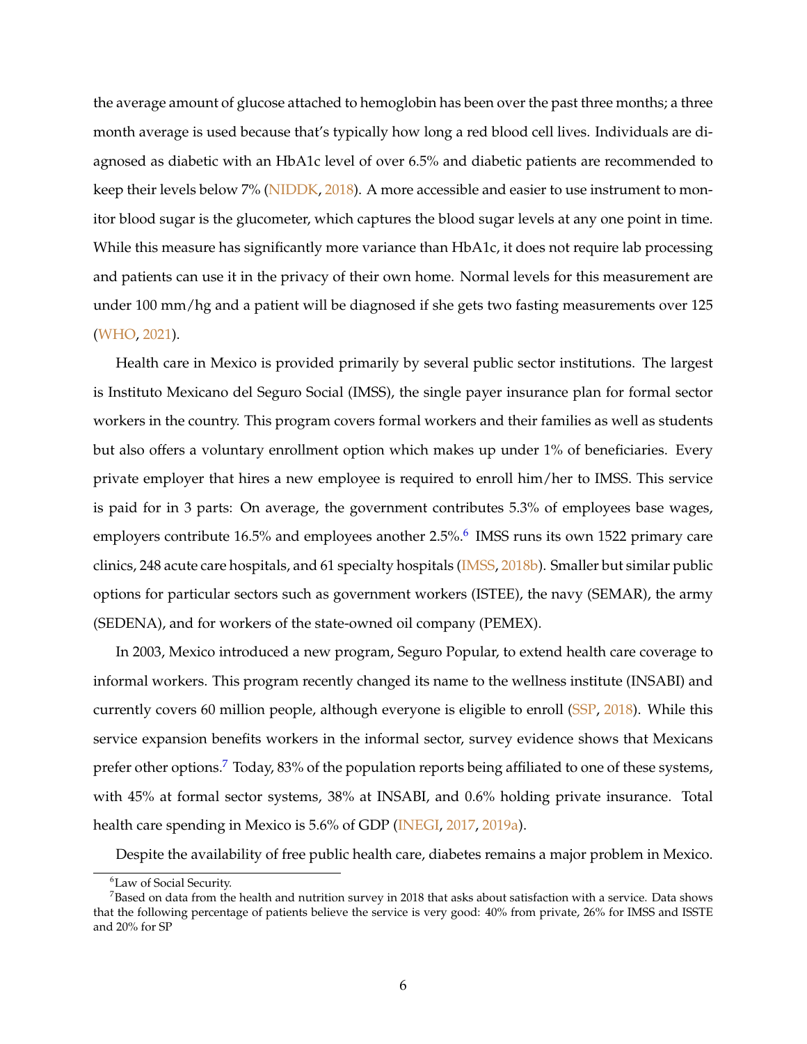the average amount of glucose attached to hemoglobin has been over the past three months; a three month average is used because that's typically how long a red blood cell lives. Individuals are diagnosed as diabetic with an HbA1c level of over 6.5% and diabetic patients are recommended to keep their levels below 7% (NIDDK, 2018). A more accessible and easier to use instrument to monitor blood sugar is the glucometer, which captures the blood sugar levels at any one point in time. While this measure has significantly more variance than HbA1c, it does not require lab processing and patients can use it in the privacy of their own home. Normal levels for this measurement are under 100 mm/hg and a patient will be diagnosed if she gets two fasting measurements over 125 (WHO, 2021).

Health care in Mexico is provided primarily by several public sector institutions. The largest is Instituto Mexicano del Seguro Social (IMSS), the single payer insurance plan for formal sector workers in the country. This program covers formal workers and their families as well as students but also offers a voluntary enrollment option which makes up under 1% of beneficiaries. Every private employer that hires a new employee is required to enroll him/her to IMSS. This service is paid for in 3 parts: On average, the government contributes 5.3% of employees base wages, employers contribute 16.5% and employees another 2.5%.[6] IMSS runs its own 1522 primary care clinics, 248 acute care hospitals, and 61 specialty hospitals (IMSS, 2018b). Smaller but similar public options for particular sectors such as government workers (ISTEE), the navy (SEMAR), the army (SEDENA), and for workers of the state-owned oil company (PEMEX).

In 2003, Mexico introduced a new program, Seguro Popular, to extend health care coverage to informal workers. This program recently changed its name to the wellness institute (INSABI) and currently covers 60 million people, although everyone is eligible to enroll (SSP, 2018). While this service expansion benefits workers in the informal sector, survey evidence shows that Mexicans prefer other options.[7] Today, 83% of the population reports being affiliated to one of these systems, with 45% at formal sector systems, 38% at INSABI, and 0.6% holding private insurance. Total health care spending in Mexico is 5.6% of GDP (INEGI, 2017, 2019a).

Despite the availability of free public health care, diabetes remains a major problem in Mexico.

[6] Law of Social Security.

[7] Based on data from the health and nutrition survey in 2018 that asks about satisfaction with a service. Data shows that the following percentage of patients believe the service is very good: 40% from private, 26% for IMSS and ISSTE and 20% for SP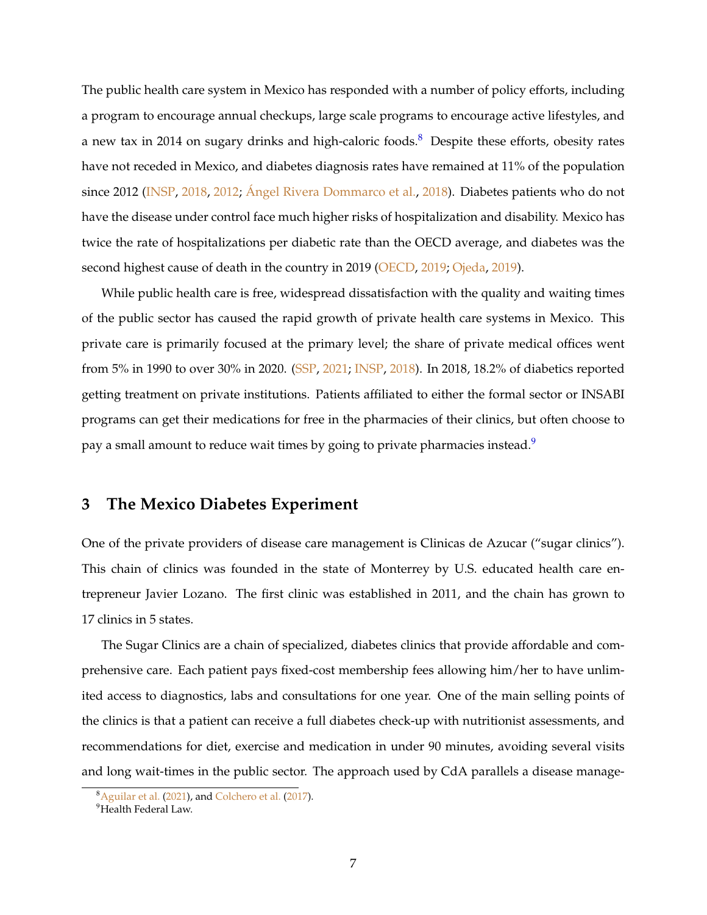The public health care system in Mexico has responded with a number of policy efforts, including a program to encourage annual checkups, large scale programs to encourage active lifestyles, and a new tax in 2014 on sugary drinks and high-caloric foods.[8] Despite these efforts, obesity rates have not receded in Mexico, and diabetes diagnosis rates have remained at 11% of the population since 2012 (INSP, 2018, 2012; Ángel Rivera Dommarco et al., 2018). Diabetes patients who do not have the disease under control face much higher risks of hospitalization and disability. Mexico has twice the rate of hospitalizations per diabetic rate than the OECD average, and diabetes was the second highest cause of death in the country in 2019 (OECD, 2019; Ojeda, 2019).

While public health care is free, widespread dissatisfaction with the quality and waiting times of the public sector has caused the rapid growth of private health care systems in Mexico. This private care is primarily focused at the primary level; the share of private medical offices went from 5% in 1990 to over 30% in 2020. (SSP, 2021; INSP, 2018). In 2018, 18.2% of diabetics reported getting treatment on private institutions. Patients affiliated to either the formal sector or INSABI programs can get their medications for free in the pharmacies of their clinics, but often choose to pay a small amount to reduce wait times by going to private pharmacies instead.[9]

## 3 The Mexico Diabetes Experiment

One of the private providers of disease care management is Clinicas de Azucar ("sugar clinics"). This chain of clinics was founded in the state of Monterrey by U.S. educated health care entrepreneur Javier Lozano. The first clinic was established in 2011, and the chain has grown to 17 clinics in 5 states.

The Sugar Clinics are a chain of specialized, diabetes clinics that provide affordable and comprehensive care. Each patient pays fixed-cost membership fees allowing him/her to have unlimited access to diagnostics, labs and consultations for one year. One of the main selling points of the clinics is that a patient can receive a full diabetes check-up with nutritionist assessments, and recommendations for diet, exercise and medication in under 90 minutes, avoiding several visits and long wait-times in the public sector. The approach used by CdA parallels a disease manage-

[8] Aguilar et al. (2021), and Colchero et al. (2017).

[9] Health Federal Law.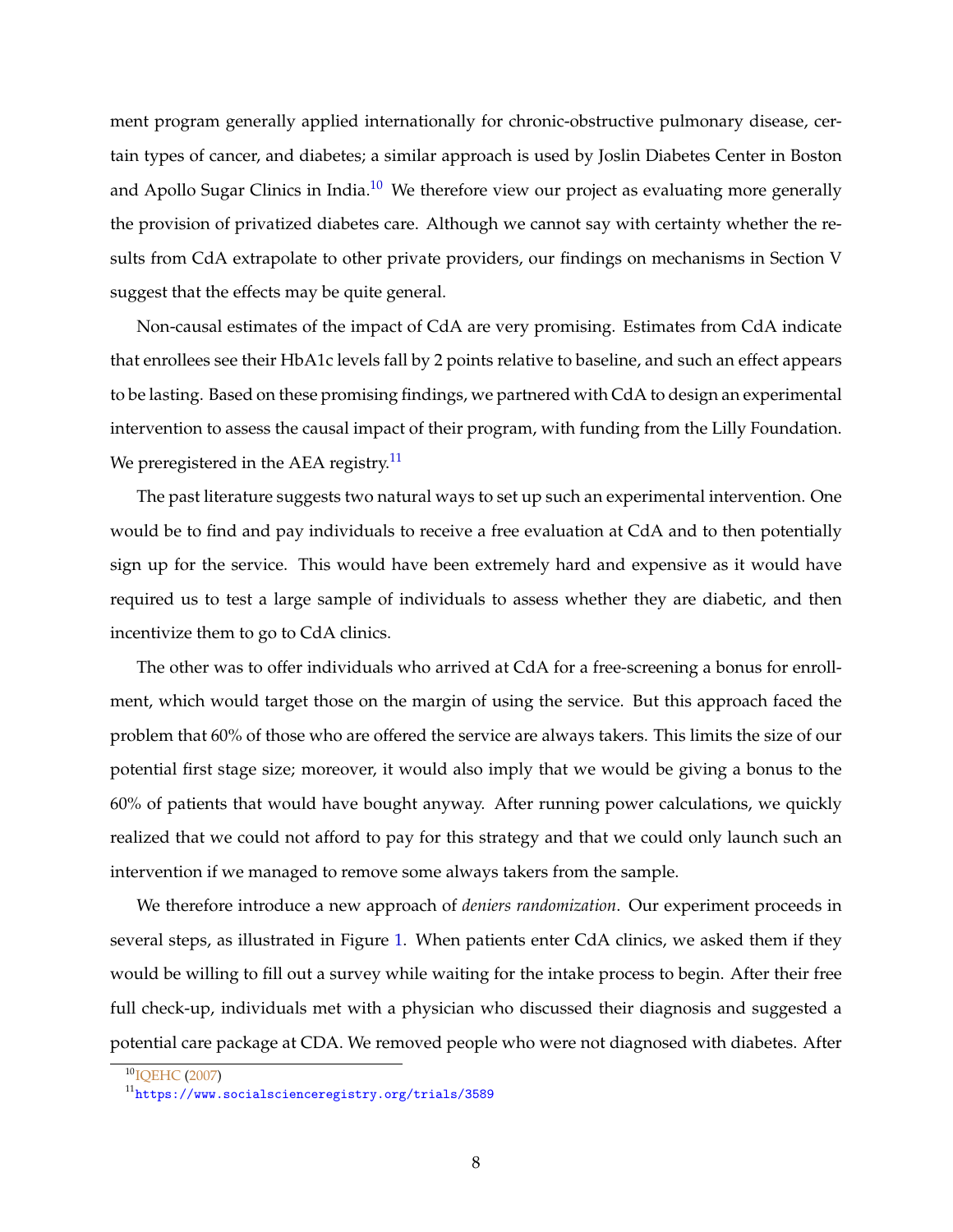ment program generally applied internationally for chronic-obstructive pulmonary disease, certain types of cancer, and diabetes; a similar approach is used by Joslin Diabetes Center in Boston and Apollo Sugar Clinics in India.[10] We therefore view our project as evaluating more generally the provision of privatized diabetes care. Although we cannot say with certainty whether the results from CdA extrapolate to other private providers, our findings on mechanisms in Section V suggest that the effects may be quite general.

Non-causal estimates of the impact of CdA are very promising. Estimates from CdA indicate that enrollees see their HbA1c levels fall by 2 points relative to baseline, and such an effect appears to be lasting. Based on these promising findings, we partnered with CdA to design an experimental intervention to assess the causal impact of their program, with funding from the Lilly Foundation. We preregistered in the AEA registry.[11]

The past literature suggests two natural ways to set up such an experimental intervention. One would be to find and pay individuals to receive a free evaluation at CdA and to then potentially sign up for the service. This would have been extremely hard and expensive as it would have required us to test a large sample of individuals to assess whether they are diabetic, and then incentivize them to go to CdA clinics.

The other was to offer individuals who arrived at CdA for a free-screening a bonus for enrollment, which would target those on the margin of using the service. But this approach faced the problem that 60% of those who are offered the service are always takers. This limits the size of our potential first stage size; moreover, it would also imply that we would be giving a bonus to the 60% of patients that would have bought anyway. After running power calculations, we quickly realized that we could not afford to pay for this strategy and that we could only launch such an intervention if we managed to remove some always takers from the sample.

We therefore introduce a new approach of *deniers randomization*. Our experiment proceeds in several steps, as illustrated in Figure 1. When patients enter CdA clinics, we asked them if they would be willing to fill out a survey while waiting for the intake process to begin. After their free full check-up, individuals met with a physician who discussed their diagnosis and suggested a potential care package at CDA. We removed people who were not diagnosed with diabetes. After

[10] IQEHC (2007)

[11] https://www.socialscienceregistry.org/trials/3589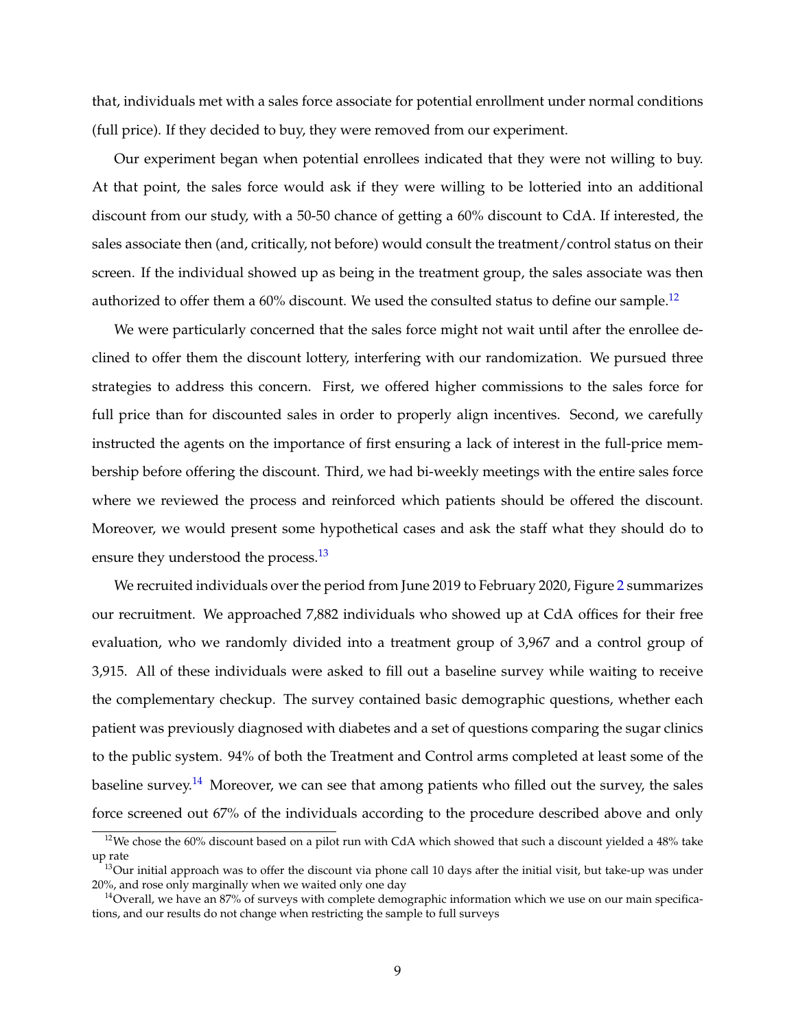that, individuals met with a sales force associate for potential enrollment under normal conditions (full price). If they decided to buy, they were removed from our experiment.

Our experiment began when potential enrollees indicated that they were not willing to buy. At that point, the sales force would ask if they were willing to be lotteried into an additional discount from our study, with a 50-50 chance of getting a 60% discount to CdA. If interested, the sales associate then (and, critically, not before) would consult the treatment/control status on their screen. If the individual showed up as being in the treatment group, the sales associate was then authorized to offer them a 60% discount. We used the consulted status to define our sample.[12]

We were particularly concerned that the sales force might not wait until after the enrollee declined to offer them the discount lottery, interfering with our randomization. We pursued three strategies to address this concern. First, we offered higher commissions to the sales force for full price than for discounted sales in order to properly align incentives. Second, we carefully instructed the agents on the importance of first ensuring a lack of interest in the full-price membership before offering the discount. Third, we had bi-weekly meetings with the entire sales force where we reviewed the process and reinforced which patients should be offered the discount. Moreover, we would present some hypothetical cases and ask the staff what they should do to ensure they understood the process.[13]

We recruited individuals over the period from June 2019 to February 2020, Figure 2 summarizes our recruitment. We approached 7,882 individuals who showed up at CdA offices for their free evaluation, who we randomly divided into a treatment group of 3,967 and a control group of 3,915. All of these individuals were asked to fill out a baseline survey while waiting to receive the complementary checkup. The survey contained basic demographic questions, whether each patient was previously diagnosed with diabetes and a set of questions comparing the sugar clinics to the public system. 94% of both the Treatment and Control arms completed at least some of the baseline survey.[14] Moreover, we can see that among patients who filled out the survey, the sales force screened out 67% of the individuals according to the procedure described above and only

[12]We chose the 60% discount based on a pilot run with CdA which showed that such a discount yielded a 48% take up rate

[13]Our initial approach was to offer the discount via phone call 10 days after the initial visit, but take-up was under 20%, and rose only marginally when we waited only one day

[14]Overall, we have an 87% of surveys with complete demographic information which we use on our main specifications, and our results do not change when restricting the sample to full surveys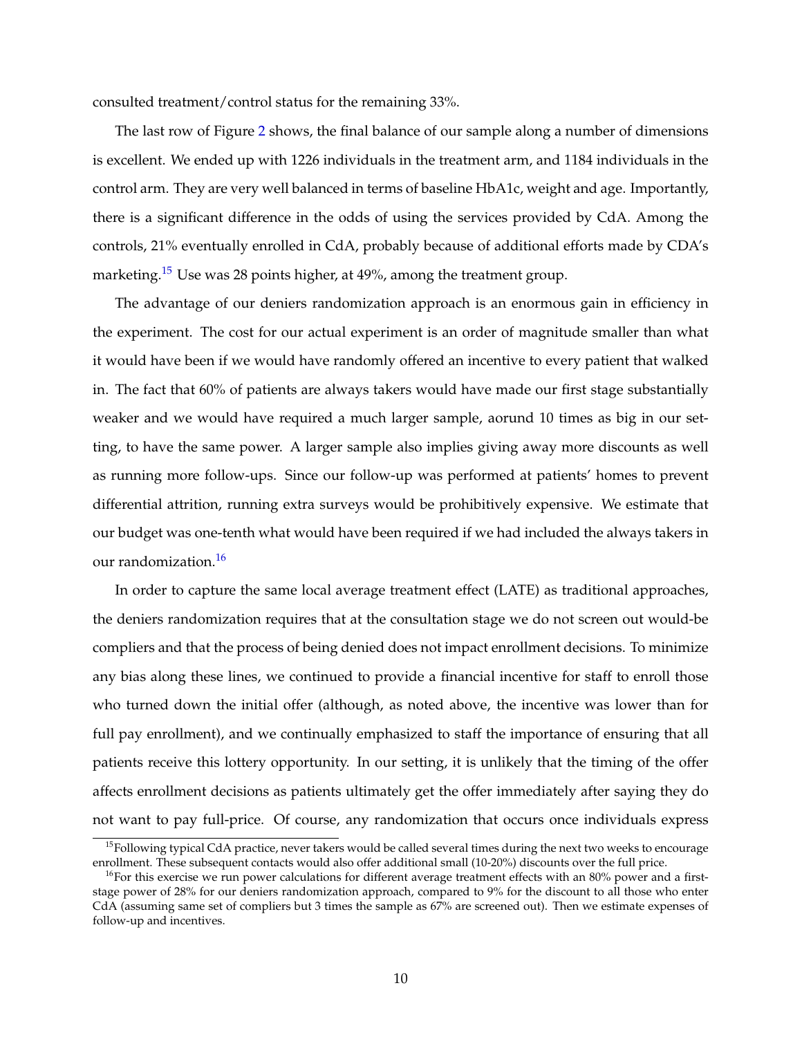consulted treatment/control status for the remaining 33%.

The last row of Figure 2 shows, the final balance of our sample along a number of dimensions is excellent. We ended up with 1226 individuals in the treatment arm, and 1184 individuals in the control arm. They are very well balanced in terms of baseline HbA1c, weight and age. Importantly, there is a significant difference in the odds of using the services provided by CdA. Among the controls, 21% eventually enrolled in CdA, probably because of additional efforts made by CDA's marketing.[15] Use was 28 points higher, at 49%, among the treatment group.

The advantage of our deniers randomization approach is an enormous gain in efficiency in the experiment. The cost for our actual experiment is an order of magnitude smaller than what it would have been if we would have randomly offered an incentive to every patient that walked in. The fact that 60% of patients are always takers would have made our first stage substantially weaker and we would have required a much larger sample, aorund 10 times as big in our setting, to have the same power. A larger sample also implies giving away more discounts as well as running more follow-ups. Since our follow-up was performed at patients' homes to prevent differential attrition, running extra surveys would be prohibitively expensive. We estimate that our budget was one-tenth what would have been required if we had included the always takers in our randomization.[16]

In order to capture the same local average treatment effect (LATE) as traditional approaches, the deniers randomization requires that at the consultation stage we do not screen out would-be compliers and that the process of being denied does not impact enrollment decisions. To minimize any bias along these lines, we continued to provide a financial incentive for staff to enroll those who turned down the initial offer (although, as noted above, the incentive was lower than for full pay enrollment), and we continually emphasized to staff the importance of ensuring that all patients receive this lottery opportunity. In our setting, it is unlikely that the timing of the offer affects enrollment decisions as patients ultimately get the offer immediately after saying they do not want to pay full-price. Of course, any randomization that occurs once individuals express

[15] Following typical CdA practice, never takers would be called several times during the next two weeks to encourage enrollment. These subsequent contacts would also offer additional small (10-20%) discounts over the full price.

[16] For this exercise we run power calculations for different average treatment effects with an 80% power and a first-stage power of 28% for our deniers randomization approach, compared to 9% for the discount to all those who enter CdA (assuming same set of compliers but 3 times the sample as 67% are screened out). Then we estimate expenses of follow-up and incentives.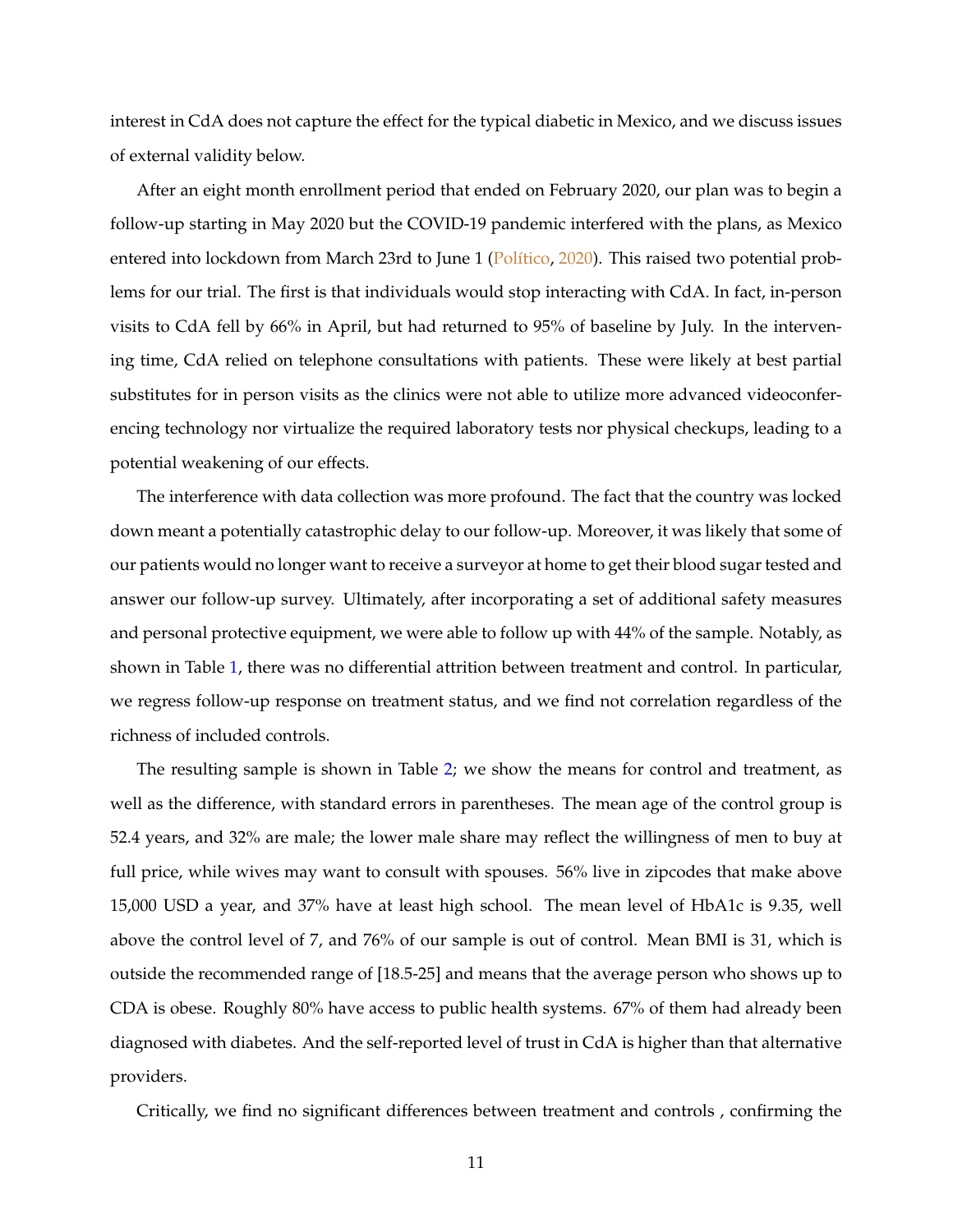interest in CdA does not capture the effect for the typical diabetic in Mexico, and we discuss issues of external validity below.

After an eight month enrollment period that ended on February 2020, our plan was to begin a follow-up starting in May 2020 but the COVID-19 pandemic interfered with the plans, as Mexico entered into lockdown from March 23rd to June 1 (Político, 2020). This raised two potential problems for our trial. The first is that individuals would stop interacting with CdA. In fact, in-person visits to CdA fell by 66% in April, but had returned to 95% of baseline by July. In the intervening time, CdA relied on telephone consultations with patients. These were likely at best partial substitutes for in person visits as the clinics were not able to utilize more advanced videoconferencing technology nor virtualize the required laboratory tests nor physical checkups, leading to a potential weakening of our effects.

The interference with data collection was more profound. The fact that the country was locked down meant a potentially catastrophic delay to our follow-up. Moreover, it was likely that some of our patients would no longer want to receive a surveyor at home to get their blood sugar tested and answer our follow-up survey. Ultimately, after incorporating a set of additional safety measures and personal protective equipment, we were able to follow up with 44% of the sample. Notably, as shown in Table 1, there was no differential attrition between treatment and control. In particular, we regress follow-up response on treatment status, and we find not correlation regardless of the richness of included controls.

The resulting sample is shown in Table 2; we show the means for control and treatment, as well as the difference, with standard errors in parentheses. The mean age of the control group is 52.4 years, and 32% are male; the lower male share may reflect the willingness of men to buy at full price, while wives may want to consult with spouses. 56% live in zipcodes that make above 15,000 USD a year, and 37% have at least high school. The mean level of HbA1c is 9.35, well above the control level of 7, and 76% of our sample is out of control. Mean BMI is 31, which is outside the recommended range of [18.5-25] and means that the average person who shows up to CDA is obese. Roughly 80% have access to public health systems. 67% of them had already been diagnosed with diabetes. And the self-reported level of trust in CdA is higher than that alternative providers.

Critically, we find no significant differences between treatment and controls , confirming the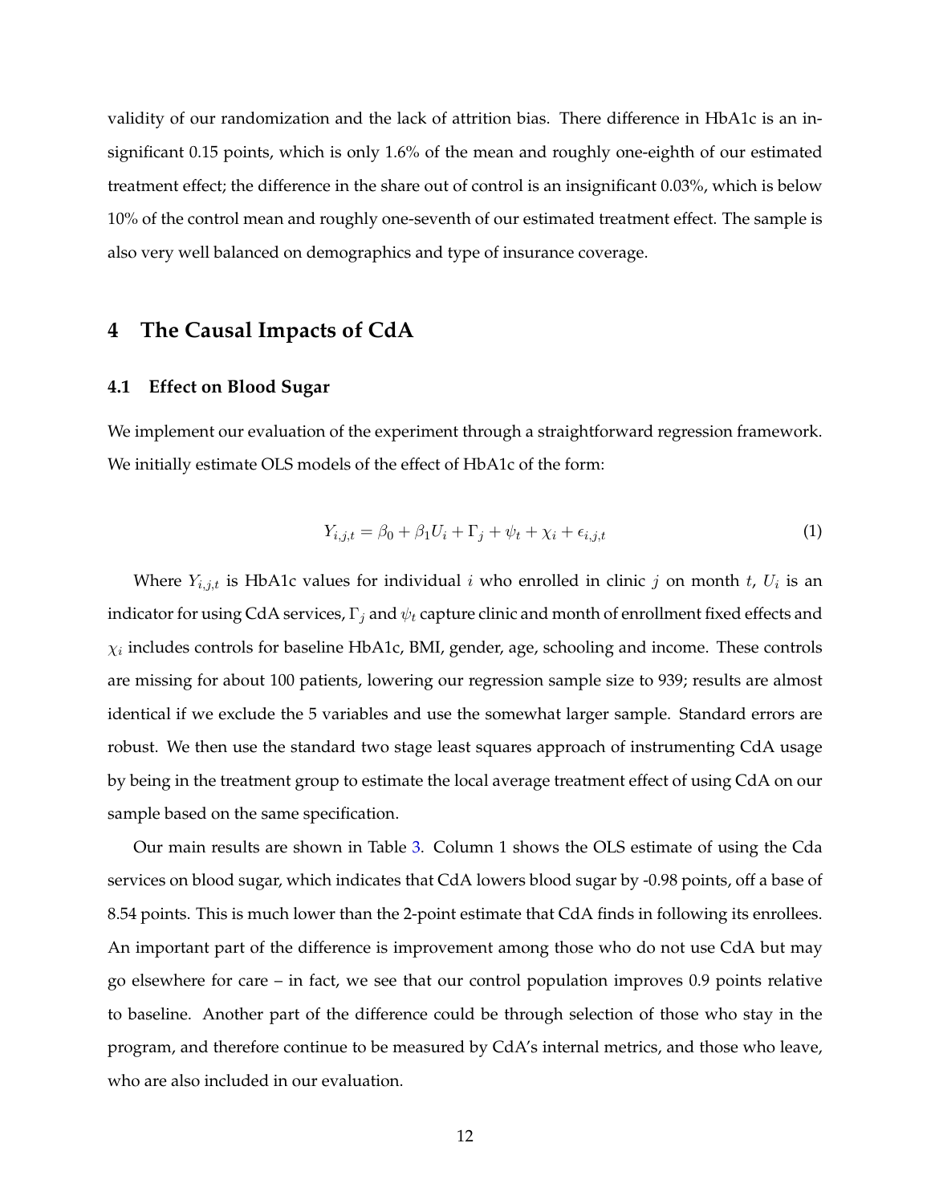validity of our randomization and the lack of attrition bias. There difference in HbA1c is an insignificant 0.15 points, which is only 1.6% of the mean and roughly one-eighth of our estimated treatment effect; the difference in the share out of control is an insignificant 0.03%, which is below 10% of the control mean and roughly one-seventh of our estimated treatment effect. The sample is also very well balanced on demographics and type of insurance coverage.

# 4 The Causal Impacts of CdA

## 4.1 Effect on Blood Sugar

We implement our evaluation of the experiment through a straightforward regression framework. We initially estimate OLS models of the effect of HbA1c of the form:

$$Y_{i,j,t} = \beta_0 + \beta_1 U_i + \Gamma_j + \psi_t + \chi_i + \epsilon_{i,j,t} \tag{1}$$

Where $Y_{i,j,t}$ is HbA1c values for individual $i$ who enrolled in clinic $j$ on month $t$, $U_i$ is an indicator for using CdA services, $\Gamma_j$ and $\psi_t$ capture clinic and month of enrollment fixed effects and $\chi_i$ includes controls for baseline HbA1c, BMI, gender, age, schooling and income. These controls are missing for about 100 patients, lowering our regression sample size to 939; results are almost identical if we exclude the 5 variables and use the somewhat larger sample. Standard errors are robust. We then use the standard two stage least squares approach of instrumenting CdA usage by being in the treatment group to estimate the local average treatment effect of using CdA on our sample based on the same specification.

Our main results are shown in Table 3. Column 1 shows the OLS estimate of using the Cda services on blood sugar, which indicates that CdA lowers blood sugar by -0.98 points, off a base of 8.54 points. This is much lower than the 2-point estimate that CdA finds in following its enrollees. An important part of the difference is improvement among those who do not use CdA but may go elsewhere for care – in fact, we see that our control population improves 0.9 points relative to baseline. Another part of the difference could be through selection of those who stay in the program, and therefore continue to be measured by CdA's internal metrics, and those who leave, who are also included in our evaluation.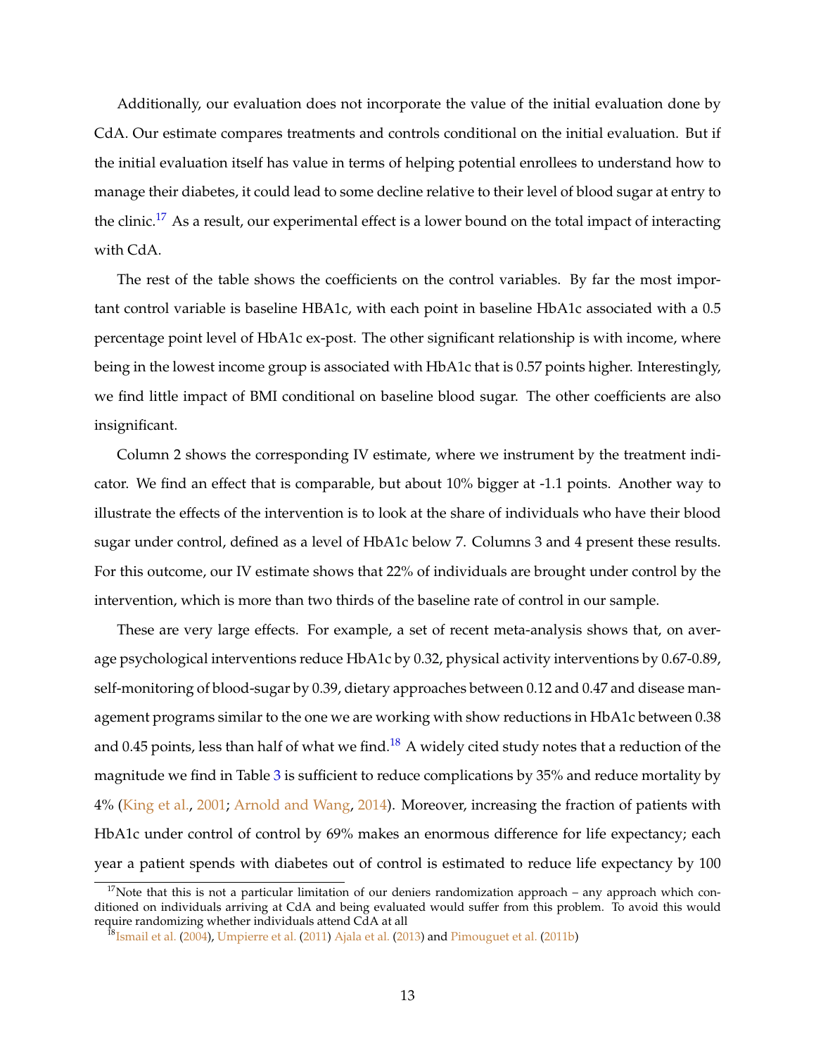Additionally, our evaluation does not incorporate the value of the initial evaluation done by CdA. Our estimate compares treatments and controls conditional on the initial evaluation. But if the initial evaluation itself has value in terms of helping potential enrollees to understand how to manage their diabetes, it could lead to some decline relative to their level of blood sugar at entry to the clinic.[17] As a result, our experimental effect is a lower bound on the total impact of interacting with CdA.

The rest of the table shows the coefficients on the control variables. By far the most important control variable is baseline HBA1c, with each point in baseline HbA1c associated with a 0.5 percentage point level of HbA1c ex-post. The other significant relationship is with income, where being in the lowest income group is associated with HbA1c that is 0.57 points higher. Interestingly, we find little impact of BMI conditional on baseline blood sugar. The other coefficients are also insignificant.

Column 2 shows the corresponding IV estimate, where we instrument by the treatment indicator. We find an effect that is comparable, but about 10% bigger at -1.1 points. Another way to illustrate the effects of the intervention is to look at the share of individuals who have their blood sugar under control, defined as a level of HbA1c below 7. Columns 3 and 4 present these results. For this outcome, our IV estimate shows that 22% of individuals are brought under control by the intervention, which is more than two thirds of the baseline rate of control in our sample.

These are very large effects. For example, a set of recent meta-analysis shows that, on average psychological interventions reduce HbA1c by 0.32, physical activity interventions by 0.67-0.89, self-monitoring of blood-sugar by 0.39, dietary approaches between 0.12 and 0.47 and disease management programs similar to the one we are working with show reductions in HbA1c between 0.38 and 0.45 points, less than half of what we find.[18] A widely cited study notes that a reduction of the magnitude we find in Table 3 is sufficient to reduce complications by 35% and reduce mortality by 4% (King et al., 2001; Arnold and Wang, 2014). Moreover, increasing the fraction of patients with HbA1c under control of control by 69% makes an enormous difference for life expectancy; each year a patient spends with diabetes out of control is estimated to reduce life expectancy by 100

[17] Note that this is not a particular limitation of our deniers randomization approach – any approach which conditioned on individuals arriving at CdA and being evaluated would suffer from this problem. To avoid this would require randomizing whether individuals attend CdA at all

[18] Ismail et al. (2004), Umpierre et al. (2011) Ajala et al. (2013) and Pimouguet et al. (2011b)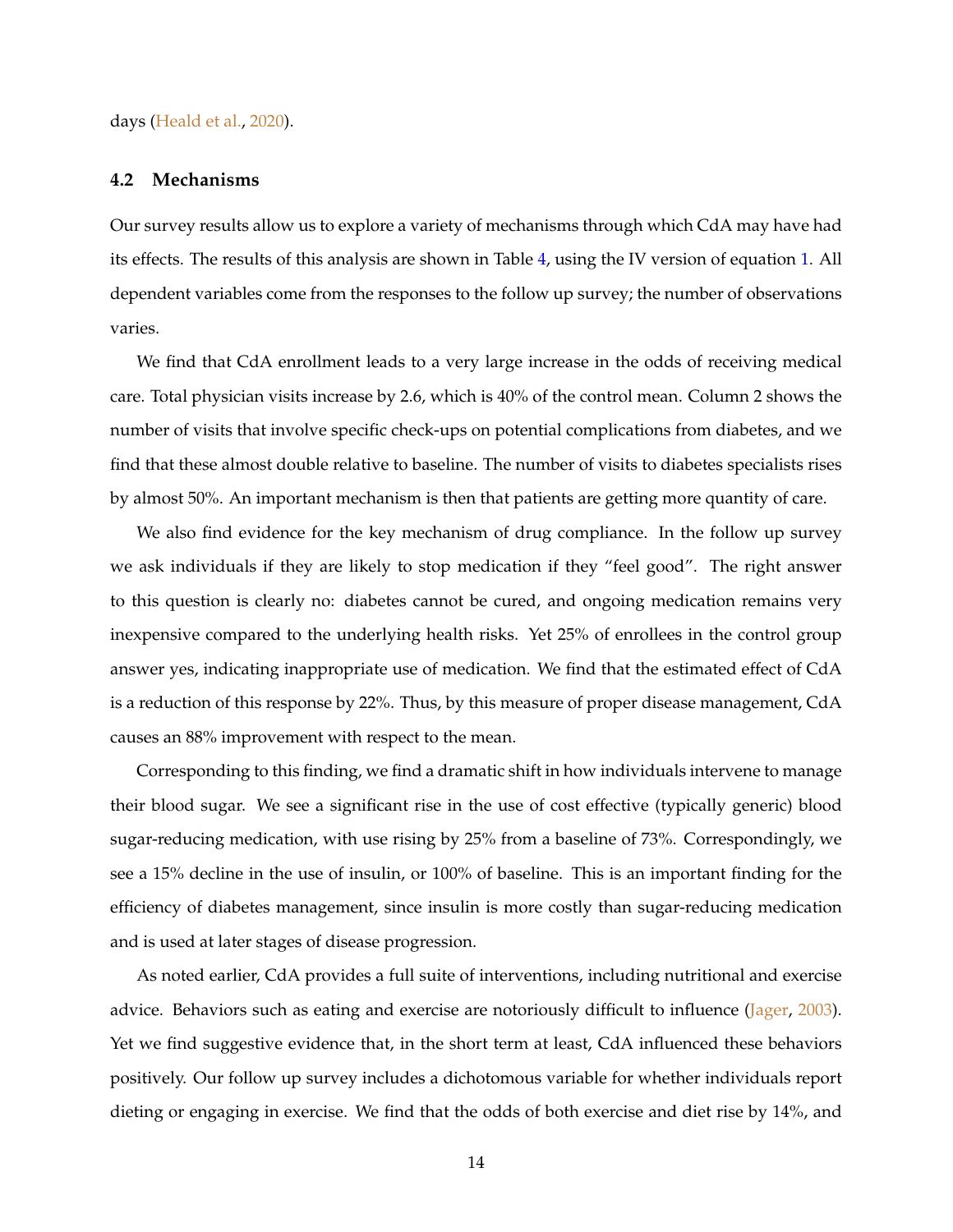days (Heald et al., 2020).

### 4.2 Mechanisms

Our survey results allow us to explore a variety of mechanisms through which CdA may have had its effects. The results of this analysis are shown in Table 4, using the IV version of equation 1. All dependent variables come from the responses to the follow up survey; the number of observations varies.

We find that CdA enrollment leads to a very large increase in the odds of receiving medical care. Total physician visits increase by 2.6, which is 40% of the control mean. Column 2 shows the number of visits that involve specific check-ups on potential complications from diabetes, and we find that these almost double relative to baseline. The number of visits to diabetes specialists rises by almost 50%. An important mechanism is then that patients are getting more quantity of care.

We also find evidence for the key mechanism of drug compliance. In the follow up survey we ask individuals if they are likely to stop medication if they "feel good". The right answer to this question is clearly no: diabetes cannot be cured, and ongoing medication remains very inexpensive compared to the underlying health risks. Yet 25% of enrollees in the control group answer yes, indicating inappropriate use of medication. We find that the estimated effect of CdA is a reduction of this response by 22%. Thus, by this measure of proper disease management, CdA causes an 88% improvement with respect to the mean.

Corresponding to this finding, we find a dramatic shift in how individuals intervene to manage their blood sugar. We see a significant rise in the use of cost effective (typically generic) blood sugar-reducing medication, with use rising by 25% from a baseline of 73%. Correspondingly, we see a 15% decline in the use of insulin, or 100% of baseline. This is an important finding for the efficiency of diabetes management, since insulin is more costly than sugar-reducing medication and is used at later stages of disease progression.

As noted earlier, CdA provides a full suite of interventions, including nutritional and exercise advice. Behaviors such as eating and exercise are notoriously difficult to influence (Jager, 2003). Yet we find suggestive evidence that, in the short term at least, CdA influenced these behaviors positively. Our follow up survey includes a dichotomous variable for whether individuals report dieting or engaging in exercise. We find that the odds of both exercise and diet rise by 14%, and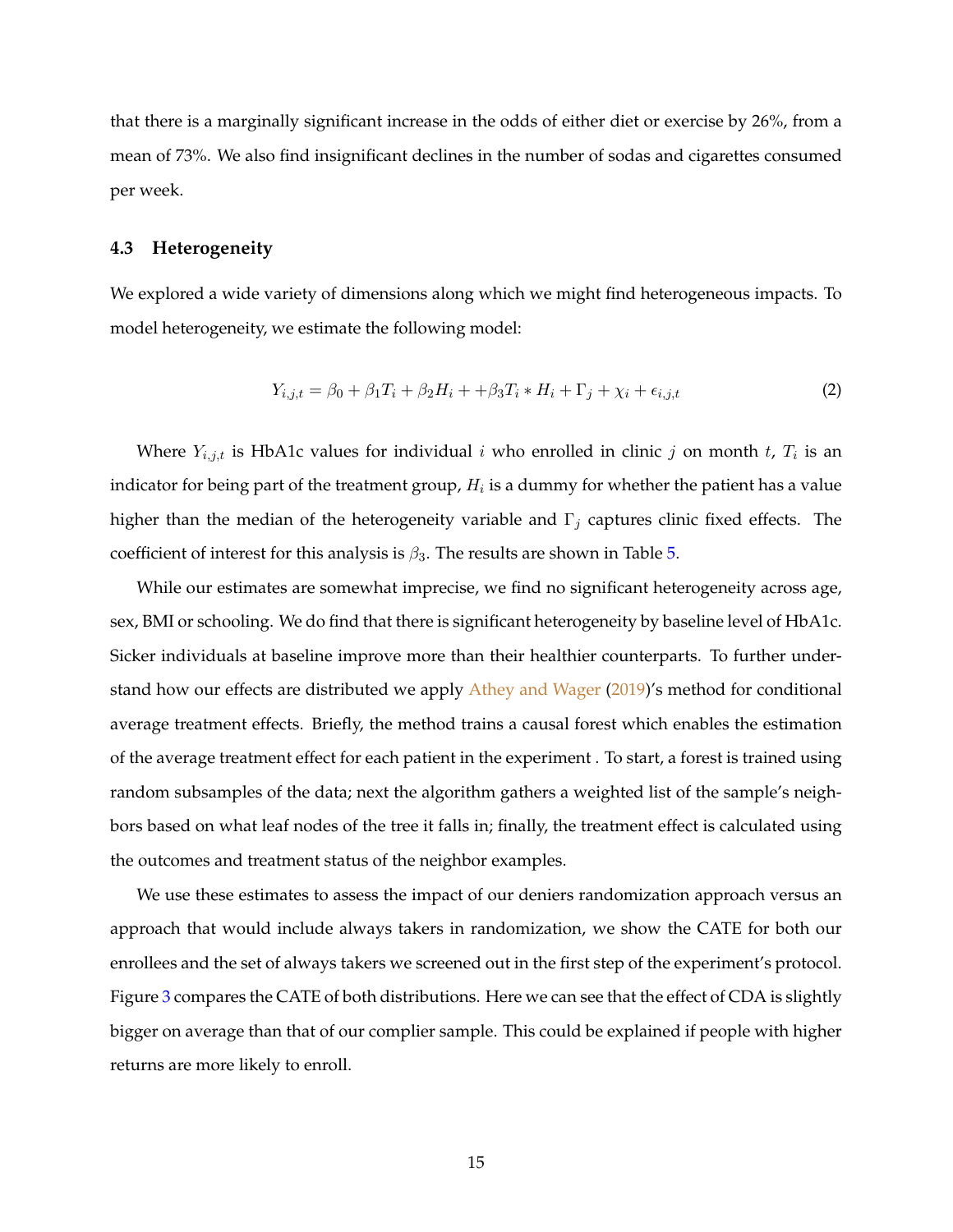that there is a marginally significant increase in the odds of either diet or exercise by 26%, from a mean of 73%. We also find insignificant declines in the number of sodas and cigarettes consumed per week.

### 4.3 Heterogeneity

We explored a wide variety of dimensions along which we might find heterogeneous impacts. To model heterogeneity, we estimate the following model:

$$Y_{i,j,t} = \beta_0 + \beta_1 T_i + \beta_2 H_i + +\beta_3 T_i * H_i + \Gamma_j + \chi_i + \epsilon_{i,j,t} \tag{2}$$

Where $Y_{i,j,t}$ is HbA1c values for individual $i$ who enrolled in clinic $j$ on month $t$, $T_i$ is an indicator for being part of the treatment group, $H_i$ is a dummy for whether the patient has a value higher than the median of the heterogeneity variable and $\Gamma_j$ captures clinic fixed effects. The coefficient of interest for this analysis is $\beta_3$. The results are shown in Table 5.

While our estimates are somewhat imprecise, we find no significant heterogeneity across age, sex, BMI or schooling. We do find that there is significant heterogeneity by baseline level of HbA1c. Sicker individuals at baseline improve more than their healthier counterparts. To further understand how our effects are distributed we apply Athey and Wager (2019)'s method for conditional average treatment effects. Briefly, the method trains a causal forest which enables the estimation of the average treatment effect for each patient in the experiment . To start, a forest is trained using random subsamples of the data; next the algorithm gathers a weighted list of the sample's neighbors based on what leaf nodes of the tree it falls in; finally, the treatment effect is calculated using the outcomes and treatment status of the neighbor examples.

We use these estimates to assess the impact of our deniers randomization approach versus an approach that would include always takers in randomization, we show the CATE for both our enrollees and the set of always takers we screened out in the first step of the experiment's protocol. Figure 3 compares the CATE of both distributions. Here we can see that the effect of CDA is slightly bigger on average than that of our complier sample. This could be explained if people with higher returns are more likely to enroll.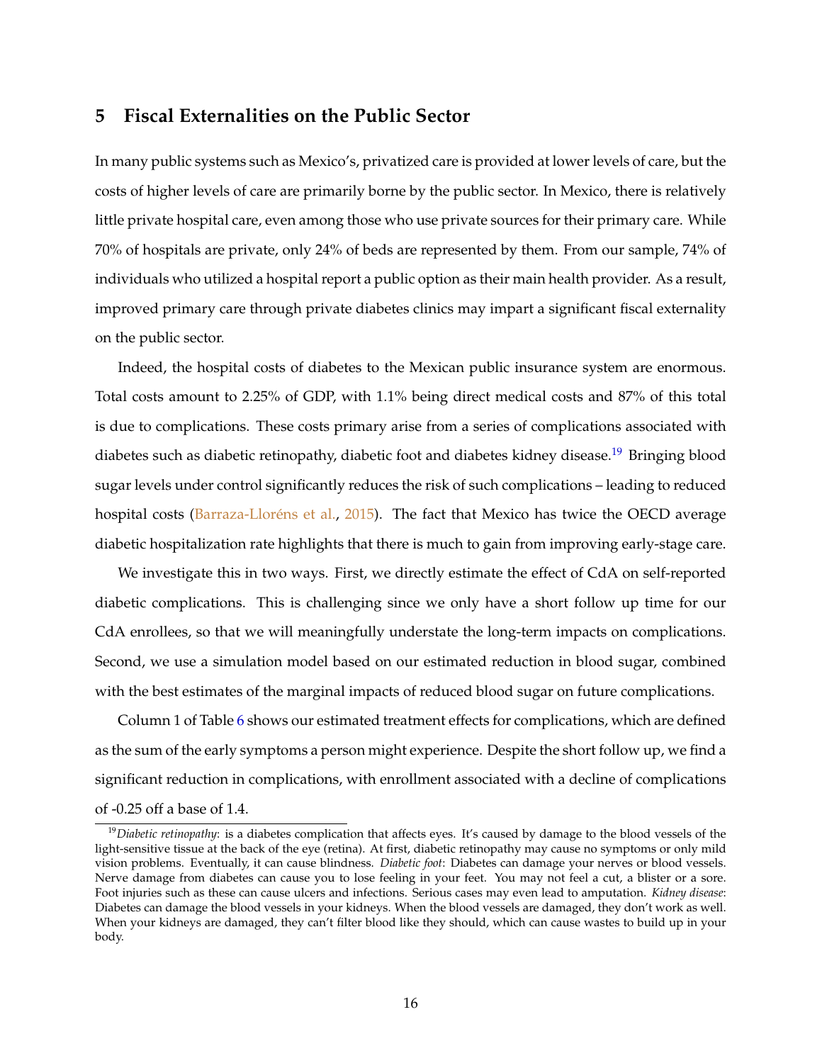## 5 Fiscal Externalities on the Public Sector

In many public systems such as Mexico's, privatized care is provided at lower levels of care, but the costs of higher levels of care are primarily borne by the public sector. In Mexico, there is relatively little private hospital care, even among those who use private sources for their primary care. While 70% of hospitals are private, only 24% of beds are represented by them. From our sample, 74% of individuals who utilized a hospital report a public option as their main health provider. As a result, improved primary care through private diabetes clinics may impart a significant fiscal externality on the public sector.

Indeed, the hospital costs of diabetes to the Mexican public insurance system are enormous. Total costs amount to 2.25% of GDP, with 1.1% being direct medical costs and 87% of this total is due to complications. These costs primary arise from a series of complications associated with diabetes such as diabetic retinopathy, diabetic foot and diabetes kidney disease.[19] Bringing blood sugar levels under control significantly reduces the risk of such complications – leading to reduced hospital costs (Barraza-Lloréns et al., 2015). The fact that Mexico has twice the OECD average diabetic hospitalization rate highlights that there is much to gain from improving early-stage care.

We investigate this in two ways. First, we directly estimate the effect of CdA on self-reported diabetic complications. This is challenging since we only have a short follow up time for our CdA enrollees, so that we will meaningfully understate the long-term impacts on complications. Second, we use a simulation model based on our estimated reduction in blood sugar, combined with the best estimates of the marginal impacts of reduced blood sugar on future complications.

Column 1 of Table 6 shows our estimated treatment effects for complications, which are defined as the sum of the early symptoms a person might experience. Despite the short follow up, we find a significant reduction in complications, with enrollment associated with a decline of complications of -0.25 off a base of 1.4.

[19] *Diabetic retinopathy*: is a diabetes complication that affects eyes. It's caused by damage to the blood vessels of the light-sensitive tissue at the back of the eye (retina). At first, diabetic retinopathy may cause no symptoms or only mild vision problems. Eventually, it can cause blindness. *Diabetic foot*: Diabetes can damage your nerves or blood vessels. Nerve damage from diabetes can cause you to lose feeling in your feet. You may not feel a cut, a blister or a sore. Foot injuries such as these can cause ulcers and infections. Serious cases may even lead to amputation. *Kidney disease*: Diabetes can damage the blood vessels in your kidneys. When the blood vessels are damaged, they don't work as well. When your kidneys are damaged, they can't filter blood like they should, which can cause wastes to build up in your body.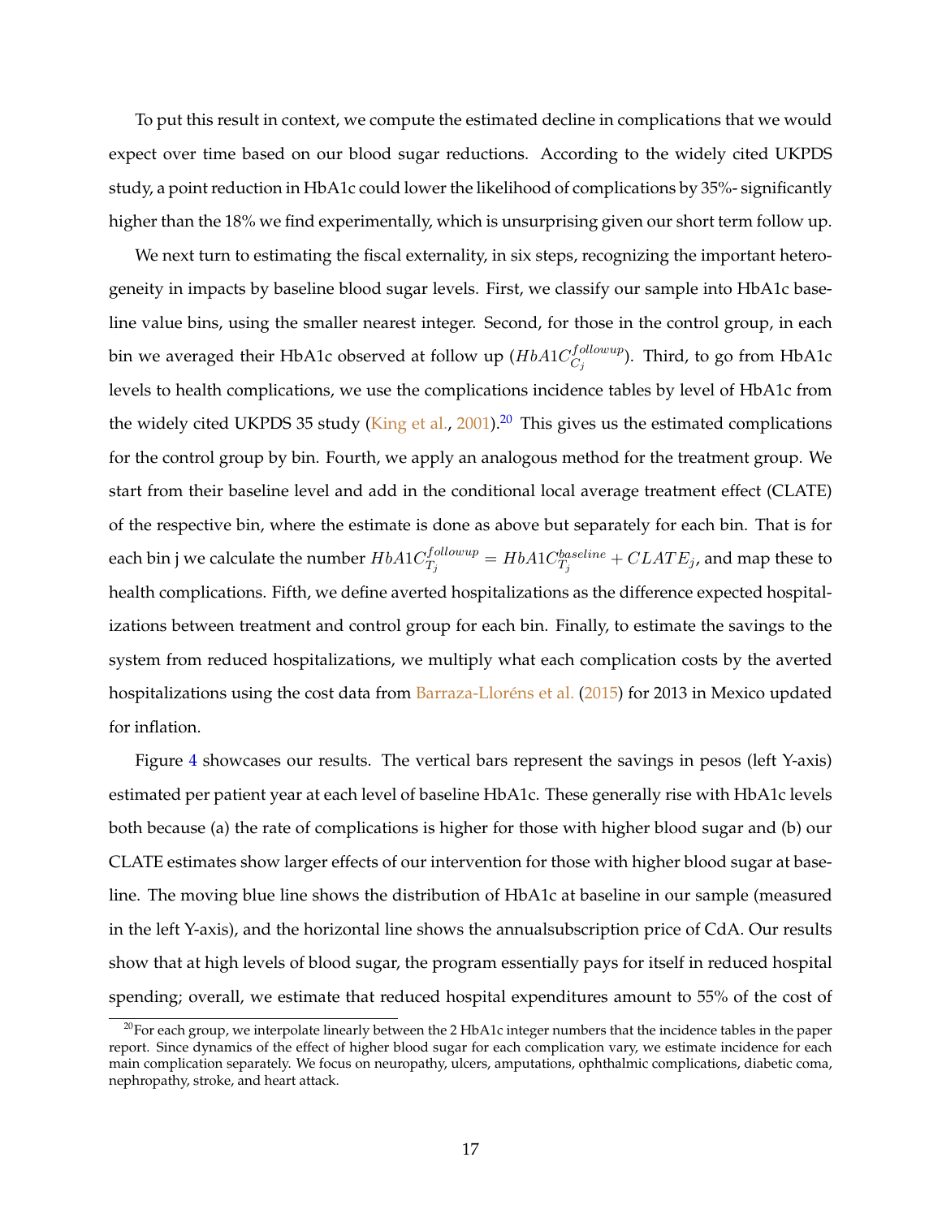To put this result in context, we compute the estimated decline in complications that we would expect over time based on our blood sugar reductions. According to the widely cited UKPDS study, a point reduction in HbA1c could lower the likelihood of complications by 35%- significantly higher than the 18% we find experimentally, which is unsurprising given our short term follow up.

We next turn to estimating the fiscal externality, in six steps, recognizing the important heterogeneity in impacts by baseline blood sugar levels. First, we classify our sample into HbA1c baseline value bins, using the smaller nearest integer. Second, for those in the control group, in each bin we averaged their HbA1c observed at follow up ($HbA1C_{C_j}^{followup}$). Third, to go from HbA1c levels to health complications, we use the complications incidence tables by level of HbA1c from the widely cited UKPDS 35 study (King et al., 2001).[20] This gives us the estimated complications for the control group by bin. Fourth, we apply an analogous method for the treatment group. We start from their baseline level and add in the conditional local average treatment effect (CLATE) of the respective bin, where the estimate is done as above but separately for each bin. That is for each bin j we calculate the number $HbA1C_{T_j}^{followup} = HbA1C_{T_j}^{baseline} + CLATE_j$, and map these to health complications. Fifth, we define averted hospitalizations as the difference expected hospitalizations between treatment and control group for each bin. Finally, to estimate the savings to the system from reduced hospitalizations, we multiply what each complication costs by the averted hospitalizations using the cost data from Barraza-Lloréns et al. (2015) for 2013 in Mexico updated for inflation.

Figure 4 showcases our results. The vertical bars represent the savings in pesos (left Y-axis) estimated per patient year at each level of baseline HbA1c. These generally rise with HbA1c levels both because (a) the rate of complications is higher for those with higher blood sugar and (b) our CLATE estimates show larger effects of our intervention for those with higher blood sugar at baseline. The moving blue line shows the distribution of HbA1c at baseline in our sample (measured in the left Y-axis), and the horizontal line shows the annualsubscription price of CdA. Our results show that at high levels of blood sugar, the program essentially pays for itself in reduced hospital spending; overall, we estimate that reduced hospital expenditures amount to 55% of the cost of

[20] For each group, we interpolate linearly between the 2 HbA1c integer numbers that the incidence tables in the paper report. Since dynamics of the effect of higher blood sugar for each complication vary, we estimate incidence for each main complication separately. We focus on neuropathy, ulcers, amputations, ophthalmic complications, diabetic coma, nephropathy, stroke, and heart attack.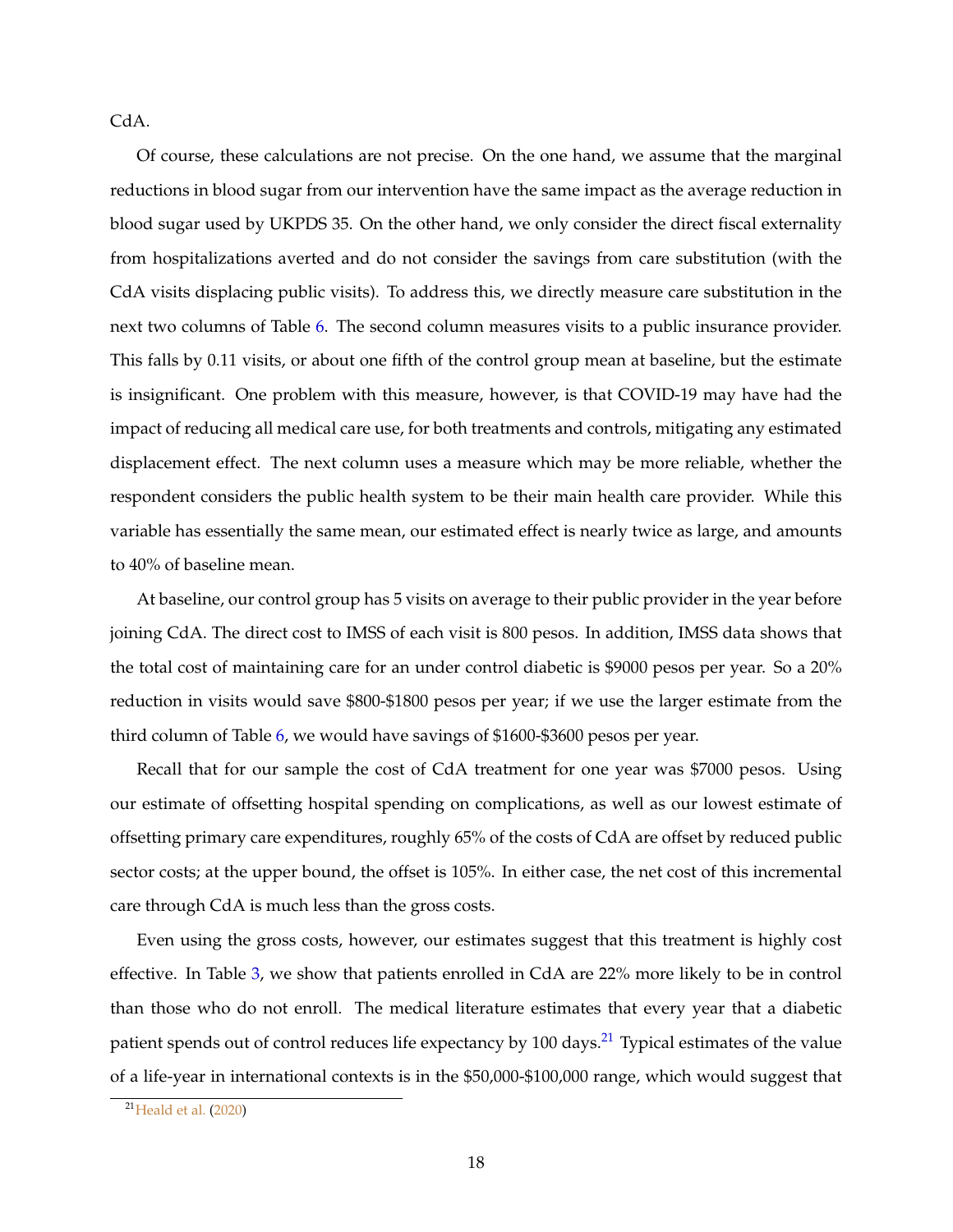CdA.

Of course, these calculations are not precise. On the one hand, we assume that the marginal reductions in blood sugar from our intervention have the same impact as the average reduction in blood sugar used by UKPDS 35. On the other hand, we only consider the direct fiscal externality from hospitalizations averted and do not consider the savings from care substitution (with the CdA visits displacing public visits). To address this, we directly measure care substitution in the next two columns of Table 6. The second column measures visits to a public insurance provider. This falls by 0.11 visits, or about one fifth of the control group mean at baseline, but the estimate is insignificant. One problem with this measure, however, is that COVID-19 may have had the impact of reducing all medical care use, for both treatments and controls, mitigating any estimated displacement effect. The next column uses a measure which may be more reliable, whether the respondent considers the public health system to be their main health care provider. While this variable has essentially the same mean, our estimated effect is nearly twice as large, and amounts to 40% of baseline mean.

At baseline, our control group has 5 visits on average to their public provider in the year before joining CdA. The direct cost to IMSS of each visit is 800 pesos. In addition, IMSS data shows that the total cost of maintaining care for an under control diabetic is $9000 pesos per year. So a 20% reduction in visits would save $800-$1800 pesos per year; if we use the larger estimate from the third column of Table 6, we would have savings of $1600-$3600 pesos per year.

Recall that for our sample the cost of CdA treatment for one year was $7000 pesos. Using our estimate of offsetting hospital spending on complications, as well as our lowest estimate of offsetting primary care expenditures, roughly 65% of the costs of CdA are offset by reduced public sector costs; at the upper bound, the offset is 105%. In either case, the net cost of this incremental care through CdA is much less than the gross costs.

Even using the gross costs, however, our estimates suggest that this treatment is highly cost effective. In Table 3, we show that patients enrolled in CdA are 22% more likely to be in control than those who do not enroll. The medical literature estimates that every year that a diabetic patient spends out of control reduces life expectancy by 100 days.[21] Typical estimates of the value of a life-year in international contexts is in the $50,000-$100,000 range, which would suggest that

[21] Heald et al. (2020)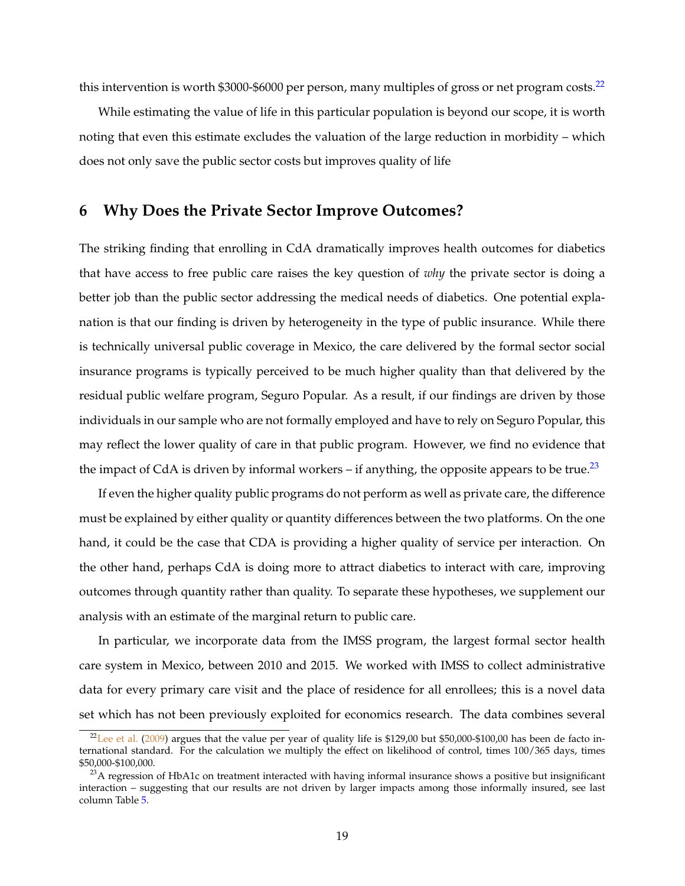this intervention is worth \$3000-\$6000 per person, many multiples of gross or net program costs.[22]

While estimating the value of life in this particular population is beyond our scope, it is worth noting that even this estimate excludes the valuation of the large reduction in morbidity – which does not only save the public sector costs but improves quality of life

# 6 Why Does the Private Sector Improve Outcomes?

The striking finding that enrolling in CdA dramatically improves health outcomes for diabetics that have access to free public care raises the key question of *why* the private sector is doing a better job than the public sector addressing the medical needs of diabetics. One potential explanation is that our finding is driven by heterogeneity in the type of public insurance. While there is technically universal public coverage in Mexico, the care delivered by the formal sector social insurance programs is typically perceived to be much higher quality than that delivered by the residual public welfare program, Seguro Popular. As a result, if our findings are driven by those individuals in our sample who are not formally employed and have to rely on Seguro Popular, this may reflect the lower quality of care in that public program. However, we find no evidence that the impact of CdA is driven by informal workers – if anything, the opposite appears to be true.[23]

If even the higher quality public programs do not perform as well as private care, the difference must be explained by either quality or quantity differences between the two platforms. On the one hand, it could be the case that CDA is providing a higher quality of service per interaction. On the other hand, perhaps CdA is doing more to attract diabetics to interact with care, improving outcomes through quantity rather than quality. To separate these hypotheses, we supplement our analysis with an estimate of the marginal return to public care.

In particular, we incorporate data from the IMSS program, the largest formal sector health care system in Mexico, between 2010 and 2015. We worked with IMSS to collect administrative data for every primary care visit and the place of residence for all enrollees; this is a novel data set which has not been previously exploited for economics research. The data combines several

[22] Lee et al. (2009) argues that the value per year of quality life is \$129,00 but \$50,000-\$100,00 has been de facto international standard. For the calculation we multiply the effect on likelihood of control, times 100/365 days, times \$50,000-\$100,000.

[23] A regression of HbA1c on treatment interacted with having informal insurance shows a positive but insignificant interaction – suggesting that our results are not driven by larger impacts among those informally insured, see last column Table 5.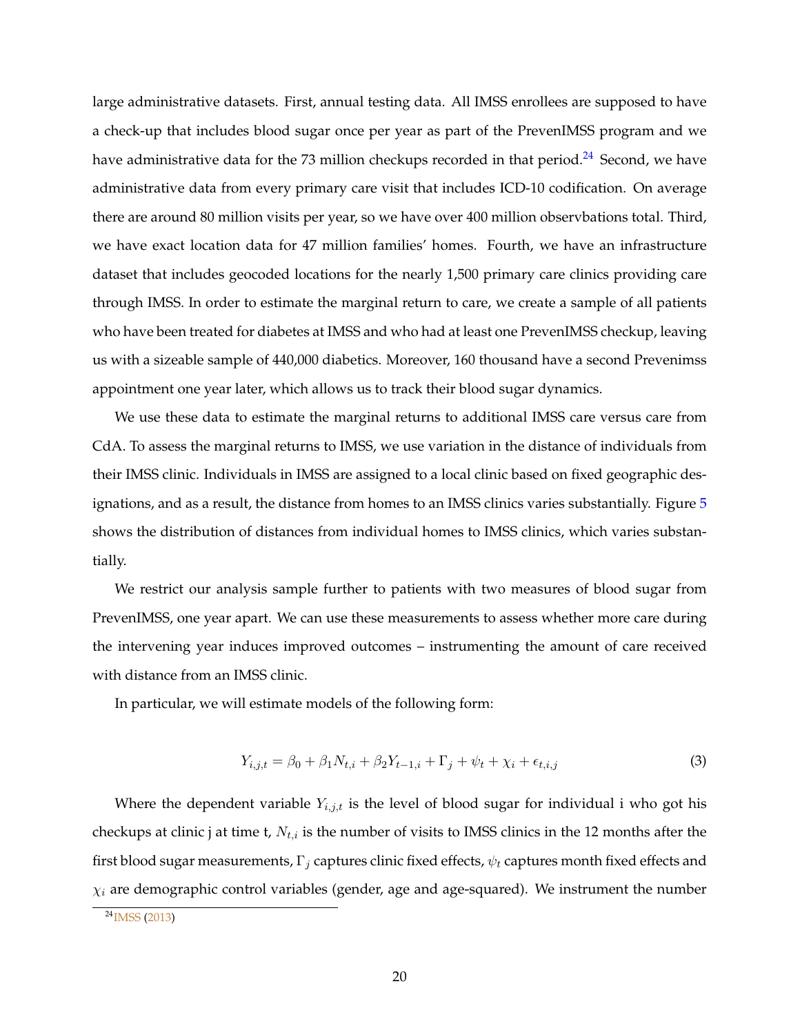large administrative datasets. First, annual testing data. All IMSS enrollees are supposed to have a check-up that includes blood sugar once per year as part of the PrevenIMSS program and we have administrative data for the 73 million checkups recorded in that period.[24] Second, we have administrative data from every primary care visit that includes ICD-10 codification. On average there are around 80 million visits per year, so we have over 400 million observbations total. Third, we have exact location data for 47 million families' homes. Fourth, we have an infrastructure dataset that includes geocoded locations for the nearly 1,500 primary care clinics providing care through IMSS. In order to estimate the marginal return to care, we create a sample of all patients who have been treated for diabetes at IMSS and who had at least one PrevenIMSS checkup, leaving us with a sizeable sample of 440,000 diabetics. Moreover, 160 thousand have a second Prevenimss appointment one year later, which allows us to track their blood sugar dynamics.

We use these data to estimate the marginal returns to additional IMSS care versus care from CdA. To assess the marginal returns to IMSS, we use variation in the distance of individuals from their IMSS clinic. Individuals in IMSS are assigned to a local clinic based on fixed geographic designations, and as a result, the distance from homes to an IMSS clinics varies substantially. Figure 5 shows the distribution of distances from individual homes to IMSS clinics, which varies substantially.

We restrict our analysis sample further to patients with two measures of blood sugar from PrevenIMSS, one year apart. We can use these measurements to assess whether more care during the intervening year induces improved outcomes – instrumenting the amount of care received with distance from an IMSS clinic.

In particular, we will estimate models of the following form:

$$Y_{i,j,t} = \beta_0 + \beta_1 N_{t,i} + \beta_2 Y_{t-1,i} + \Gamma_j + \psi_t + \chi_i + \epsilon_{t,i,j} \tag{3}$$

Where the dependent variable $Y_{i,j,t}$ is the level of blood sugar for individual i who got his checkups at clinic j at time t, $N_{t,i}$ is the number of visits to IMSS clinics in the 12 months after the first blood sugar measurements, $\Gamma_j$ captures clinic fixed effects, $\psi_t$ captures month fixed effects and $\chi_i$ are demographic control variables (gender, age and age-squared). We instrument the number

[24] IMSS (2013)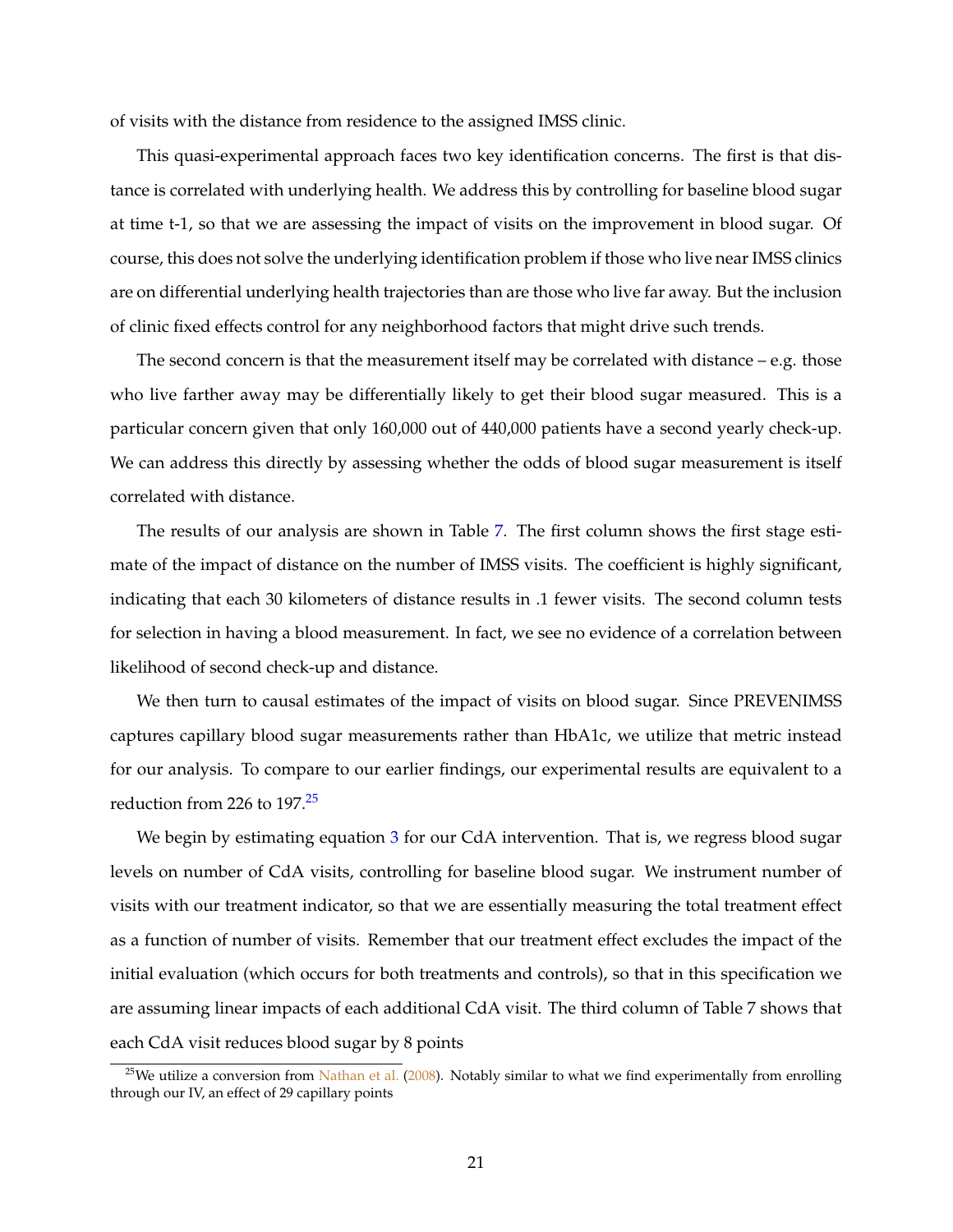of visits with the distance from residence to the assigned IMSS clinic.

This quasi-experimental approach faces two key identification concerns. The first is that distance is correlated with underlying health. We address this by controlling for baseline blood sugar at time t-1, so that we are assessing the impact of visits on the improvement in blood sugar. Of course, this does not solve the underlying identification problem if those who live near IMSS clinics are on differential underlying health trajectories than are those who live far away. But the inclusion of clinic fixed effects control for any neighborhood factors that might drive such trends.

The second concern is that the measurement itself may be correlated with distance – e.g. those who live farther away may be differentially likely to get their blood sugar measured. This is a particular concern given that only 160,000 out of 440,000 patients have a second yearly check-up. We can address this directly by assessing whether the odds of blood sugar measurement is itself correlated with distance.

The results of our analysis are shown in Table 7. The first column shows the first stage estimate of the impact of distance on the number of IMSS visits. The coefficient is highly significant, indicating that each 30 kilometers of distance results in .1 fewer visits. The second column tests for selection in having a blood measurement. In fact, we see no evidence of a correlation between likelihood of second check-up and distance.

We then turn to causal estimates of the impact of visits on blood sugar. Since PREVENIMSS captures capillary blood sugar measurements rather than HbA1c, we utilize that metric instead for our analysis. To compare to our earlier findings, our experimental results are equivalent to a reduction from 226 to 197.[25]

We begin by estimating equation 3 for our CdA intervention. That is, we regress blood sugar levels on number of CdA visits, controlling for baseline blood sugar. We instrument number of visits with our treatment indicator, so that we are essentially measuring the total treatment effect as a function of number of visits. Remember that our treatment effect excludes the impact of the initial evaluation (which occurs for both treatments and controls), so that in this specification we are assuming linear impacts of each additional CdA visit. The third column of Table 7 shows that each CdA visit reduces blood sugar by 8 points

[25]We utilize a conversion from Nathan et al. (2008). Notably similar to what we find experimentally from enrolling through our IV, an effect of 29 capillary points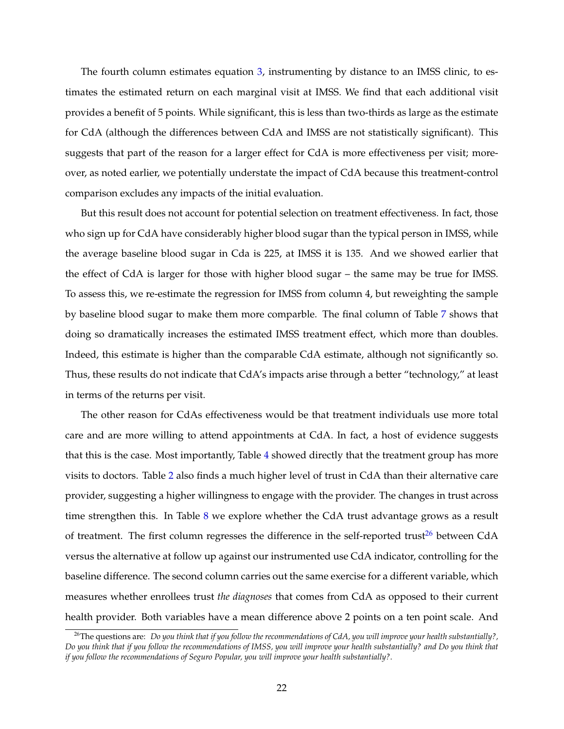The fourth column estimates equation 3, instrumenting by distance to an IMSS clinic, to estimates the estimated return on each marginal visit at IMSS. We find that each additional visit provides a benefit of 5 points. While significant, this is less than two-thirds as large as the estimate for CdA (although the differences between CdA and IMSS are not statistically significant). This suggests that part of the reason for a larger effect for CdA is more effectiveness per visit; moreover, as noted earlier, we potentially understate the impact of CdA because this treatment-control comparison excludes any impacts of the initial evaluation.

But this result does not account for potential selection on treatment effectiveness. In fact, those who sign up for CdA have considerably higher blood sugar than the typical person in IMSS, while the average baseline blood sugar in Cda is 225, at IMSS it is 135. And we showed earlier that the effect of CdA is larger for those with higher blood sugar – the same may be true for IMSS. To assess this, we re-estimate the regression for IMSS from column 4, but reweighting the sample by baseline blood sugar to make them more comparble. The final column of Table 7 shows that doing so dramatically increases the estimated IMSS treatment effect, which more than doubles. Indeed, this estimate is higher than the comparable CdA estimate, although not significantly so. Thus, these results do not indicate that CdA's impacts arise through a better "technology," at least in terms of the returns per visit.

The other reason for CdAs effectiveness would be that treatment individuals use more total care and are more willing to attend appointments at CdA. In fact, a host of evidence suggests that this is the case. Most importantly, Table 4 showed directly that the treatment group has more visits to doctors. Table 2 also finds a much higher level of trust in CdA than their alternative care provider, suggesting a higher willingness to engage with the provider. The changes in trust across time strengthen this. In Table 8 we explore whether the CdA trust advantage grows as a result of treatment. The first column regresses the difference in the self-reported trust[26] between CdA versus the alternative at follow up against our instrumented use CdA indicator, controlling for the baseline difference. The second column carries out the same exercise for a different variable, which measures whether enrollees trust *the diagnoses* that comes from CdA as opposed to their current health provider. Both variables have a mean difference above 2 points on a ten point scale. And

[26]The questions are: *Do you think that if you follow the recommendations of CdA, you will improve your health substantially?, Do you think that if you follow the recommendations of IMSS, you will improve your health substantially? and Do you think that if you follow the recommendations of Seguro Popular, you will improve your health substantially?*.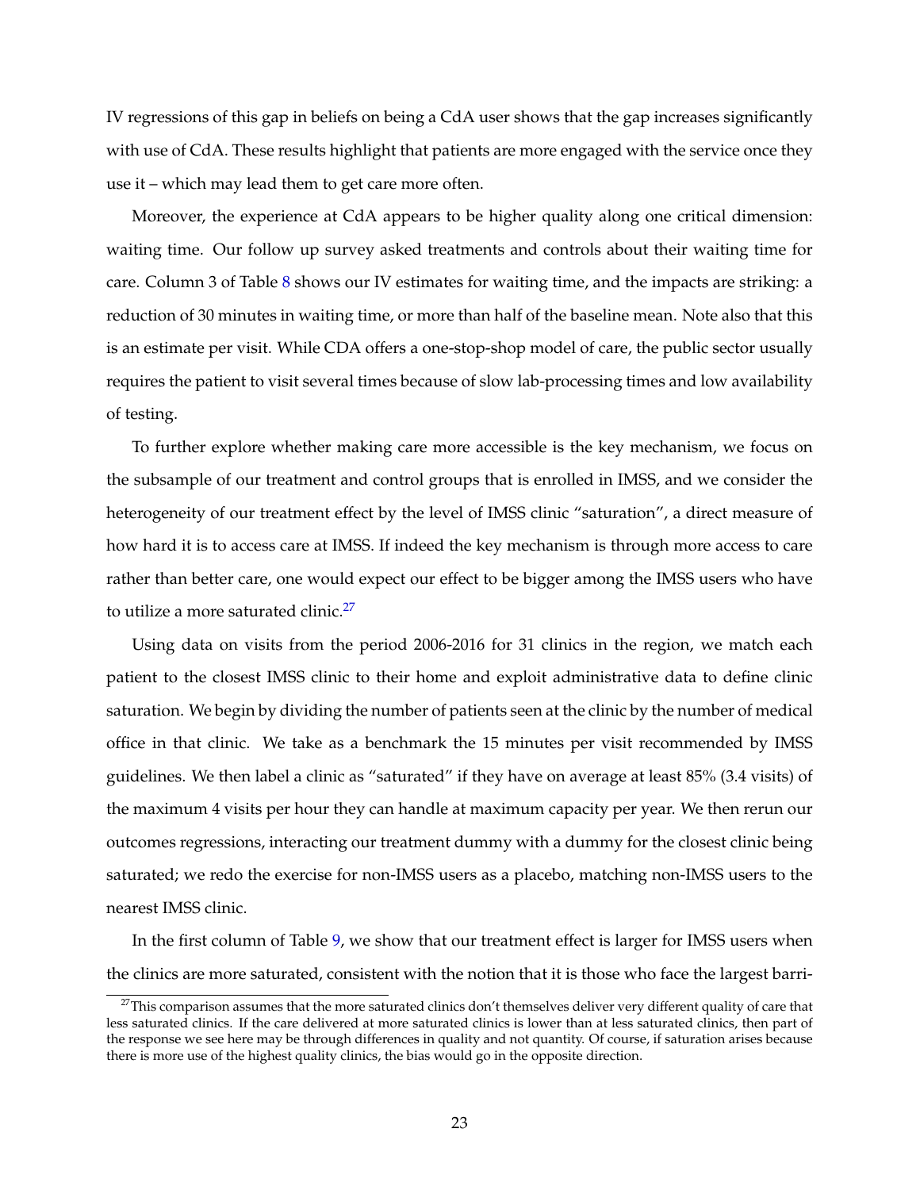IV regressions of this gap in beliefs on being a CdA user shows that the gap increases significantly with use of CdA. These results highlight that patients are more engaged with the service once they use it – which may lead them to get care more often.

Moreover, the experience at CdA appears to be higher quality along one critical dimension: waiting time. Our follow up survey asked treatments and controls about their waiting time for care. Column 3 of Table 8 shows our IV estimates for waiting time, and the impacts are striking: a reduction of 30 minutes in waiting time, or more than half of the baseline mean. Note also that this is an estimate per visit. While CDA offers a one-stop-shop model of care, the public sector usually requires the patient to visit several times because of slow lab-processing times and low availability of testing.

To further explore whether making care more accessible is the key mechanism, we focus on the subsample of our treatment and control groups that is enrolled in IMSS, and we consider the heterogeneity of our treatment effect by the level of IMSS clinic "saturation", a direct measure of how hard it is to access care at IMSS. If indeed the key mechanism is through more access to care rather than better care, one would expect our effect to be bigger among the IMSS users who have to utilize a more saturated clinic.[27]

Using data on visits from the period 2006-2016 for 31 clinics in the region, we match each patient to the closest IMSS clinic to their home and exploit administrative data to define clinic saturation. We begin by dividing the number of patients seen at the clinic by the number of medical office in that clinic. We take as a benchmark the 15 minutes per visit recommended by IMSS guidelines. We then label a clinic as "saturated" if they have on average at least 85% (3.4 visits) of the maximum 4 visits per hour they can handle at maximum capacity per year. We then rerun our outcomes regressions, interacting our treatment dummy with a dummy for the closest clinic being saturated; we redo the exercise for non-IMSS users as a placebo, matching non-IMSS users to the nearest IMSS clinic.

In the first column of Table 9, we show that our treatment effect is larger for IMSS users when the clinics are more saturated, consistent with the notion that it is those who face the largest barri-

[27] This comparison assumes that the more saturated clinics don't themselves deliver very different quality of care that less saturated clinics. If the care delivered at more saturated clinics is lower than at less saturated clinics, then part of the response we see here may be through differences in quality and not quantity. Of course, if saturation arises because there is more use of the highest quality clinics, the bias would go in the opposite direction.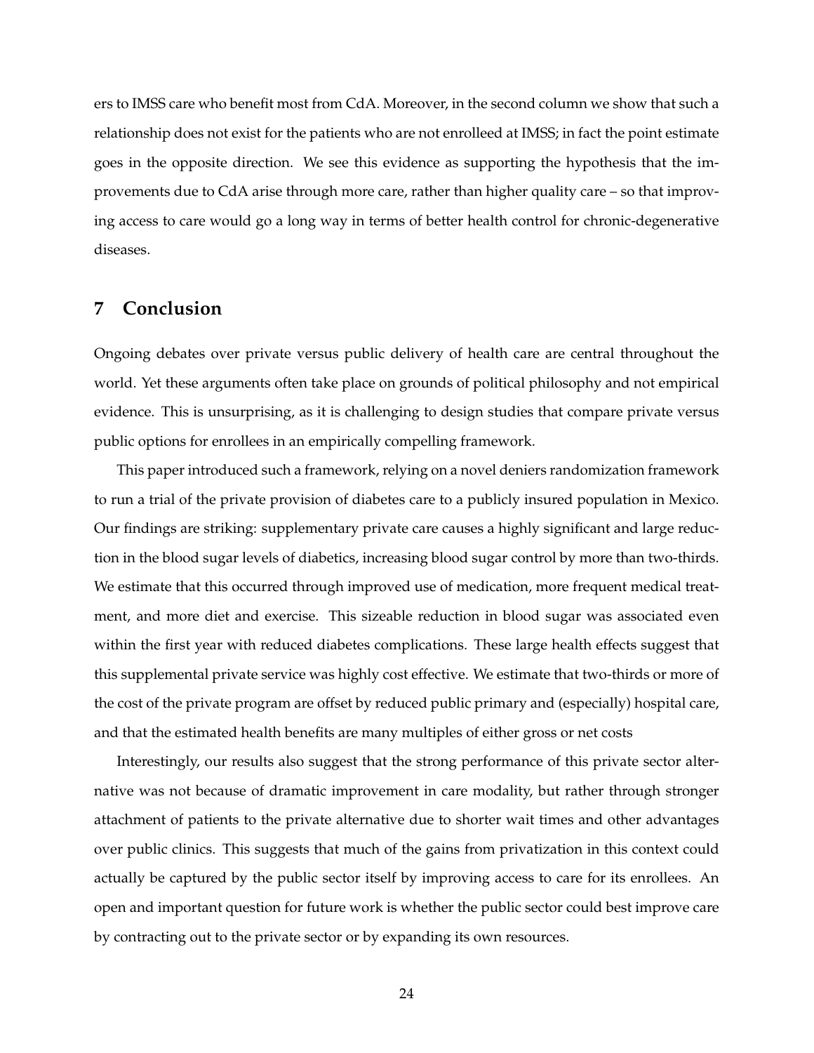ers to IMSS care who benefit most from CdA. Moreover, in the second column we show that such a relationship does not exist for the patients who are not enrolleed at IMSS; in fact the point estimate goes in the opposite direction. We see this evidence as supporting the hypothesis that the improvements due to CdA arise through more care, rather than higher quality care – so that improving access to care would go a long way in terms of better health control for chronic-degenerative diseases.

## 7 Conclusion

Ongoing debates over private versus public delivery of health care are central throughout the world. Yet these arguments often take place on grounds of political philosophy and not empirical evidence. This is unsurprising, as it is challenging to design studies that compare private versus public options for enrollees in an empirically compelling framework.

This paper introduced such a framework, relying on a novel deniers randomization framework to run a trial of the private provision of diabetes care to a publicly insured population in Mexico. Our findings are striking: supplementary private care causes a highly significant and large reduction in the blood sugar levels of diabetics, increasing blood sugar control by more than two-thirds. We estimate that this occurred through improved use of medication, more frequent medical treatment, and more diet and exercise. This sizeable reduction in blood sugar was associated even within the first year with reduced diabetes complications. These large health effects suggest that this supplemental private service was highly cost effective. We estimate that two-thirds or more of the cost of the private program are offset by reduced public primary and (especially) hospital care, and that the estimated health benefits are many multiples of either gross or net costs

Interestingly, our results also suggest that the strong performance of this private sector alternative was not because of dramatic improvement in care modality, but rather through stronger attachment of patients to the private alternative due to shorter wait times and other advantages over public clinics. This suggests that much of the gains from privatization in this context could actually be captured by the public sector itself by improving access to care for its enrollees. An open and important question for future work is whether the public sector could best improve care by contracting out to the private sector or by expanding its own resources.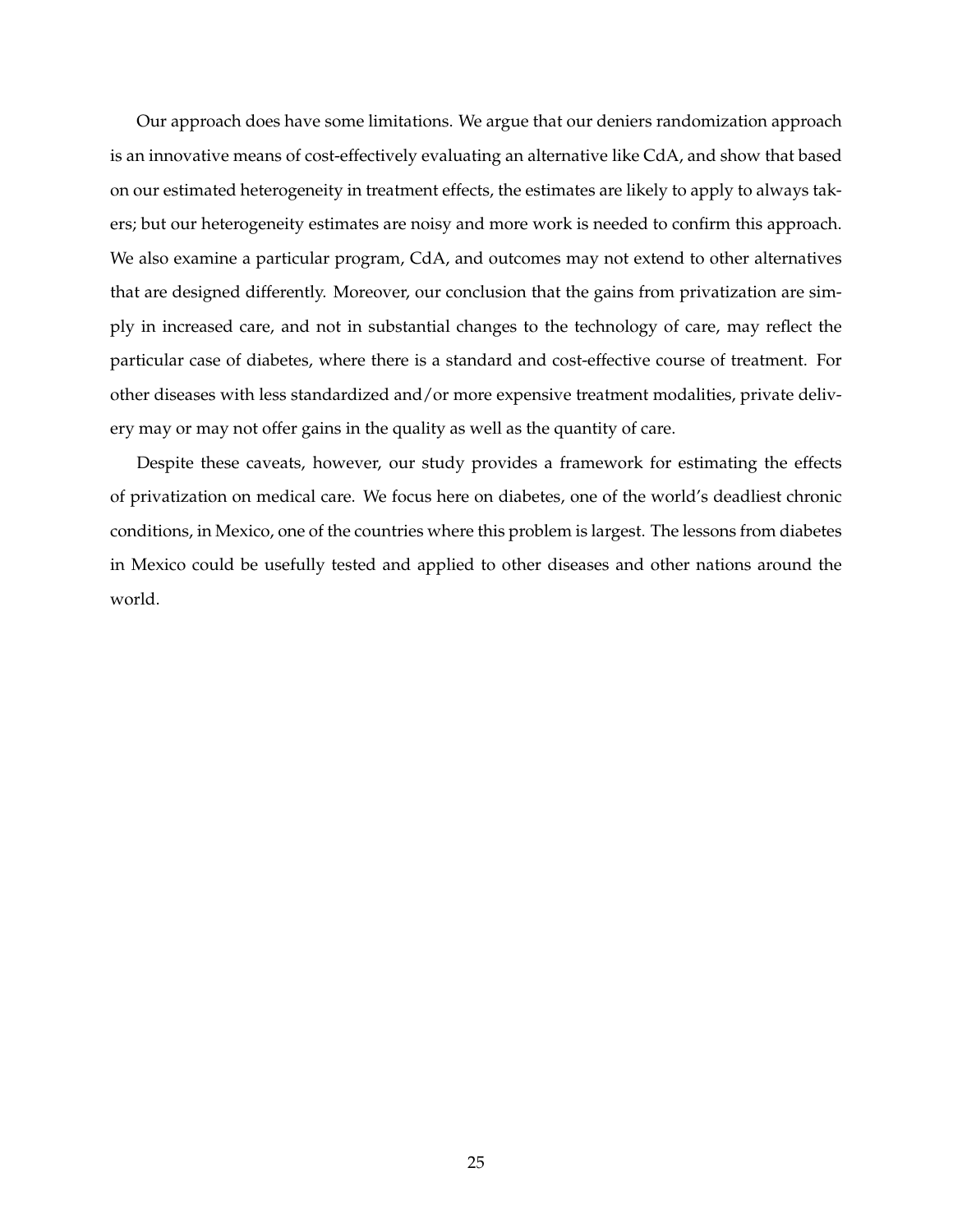Our approach does have some limitations. We argue that our deniers randomization approach is an innovative means of cost-effectively evaluating an alternative like CdA, and show that based on our estimated heterogeneity in treatment effects, the estimates are likely to apply to always takers; but our heterogeneity estimates are noisy and more work is needed to confirm this approach. We also examine a particular program, CdA, and outcomes may not extend to other alternatives that are designed differently. Moreover, our conclusion that the gains from privatization are simply in increased care, and not in substantial changes to the technology of care, may reflect the particular case of diabetes, where there is a standard and cost-effective course of treatment. For other diseases with less standardized and/or more expensive treatment modalities, private delivery may or may not offer gains in the quality as well as the quantity of care.

Despite these caveats, however, our study provides a framework for estimating the effects of privatization on medical care. We focus here on diabetes, one of the world's deadliest chronic conditions, in Mexico, one of the countries where this problem is largest. The lessons from diabetes in Mexico could be usefully tested and applied to other diseases and other nations around the world.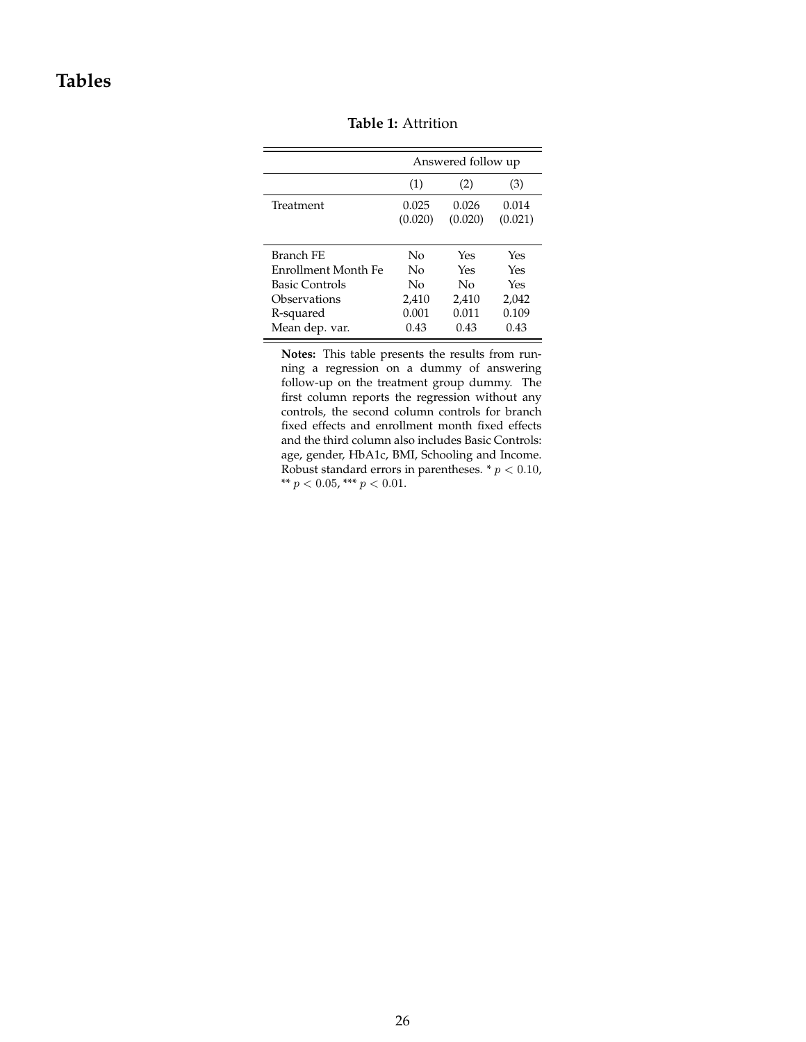# Tables

**Table 1:** Attrition

| | Answered follow up | | |
|---|---|---|---|
| | (1) | (2) | (3) |
| Treatment | 0.025 | 0.026 | 0.014 |
| | (0.020) | (0.020) | (0.021) |
| Branch FE | No | Yes | Yes |
| Enrollment Month Fe | No | Yes | Yes |
| Basic Controls | No | No | Yes |
| Observations | 2,410 | 2,410 | 2,042 |
| R-squared | 0.001 | 0.011 | 0.109 |
| Mean dep. var. | 0.43 | 0.43 | 0.43 |

**Notes:** This table presents the results from running a regression on a dummy of answering follow-up on the treatment group dummy. The first column reports the regression without any controls, the second column controls for branch fixed effects and enrollment month fixed effects and the third column also includes Basic Controls: age, gender, HbA1c, BMI, Schooling and Income. Robust standard errors in parentheses. * $p < 0.10$, ** $p < 0.05$, *** $p < 0.01$.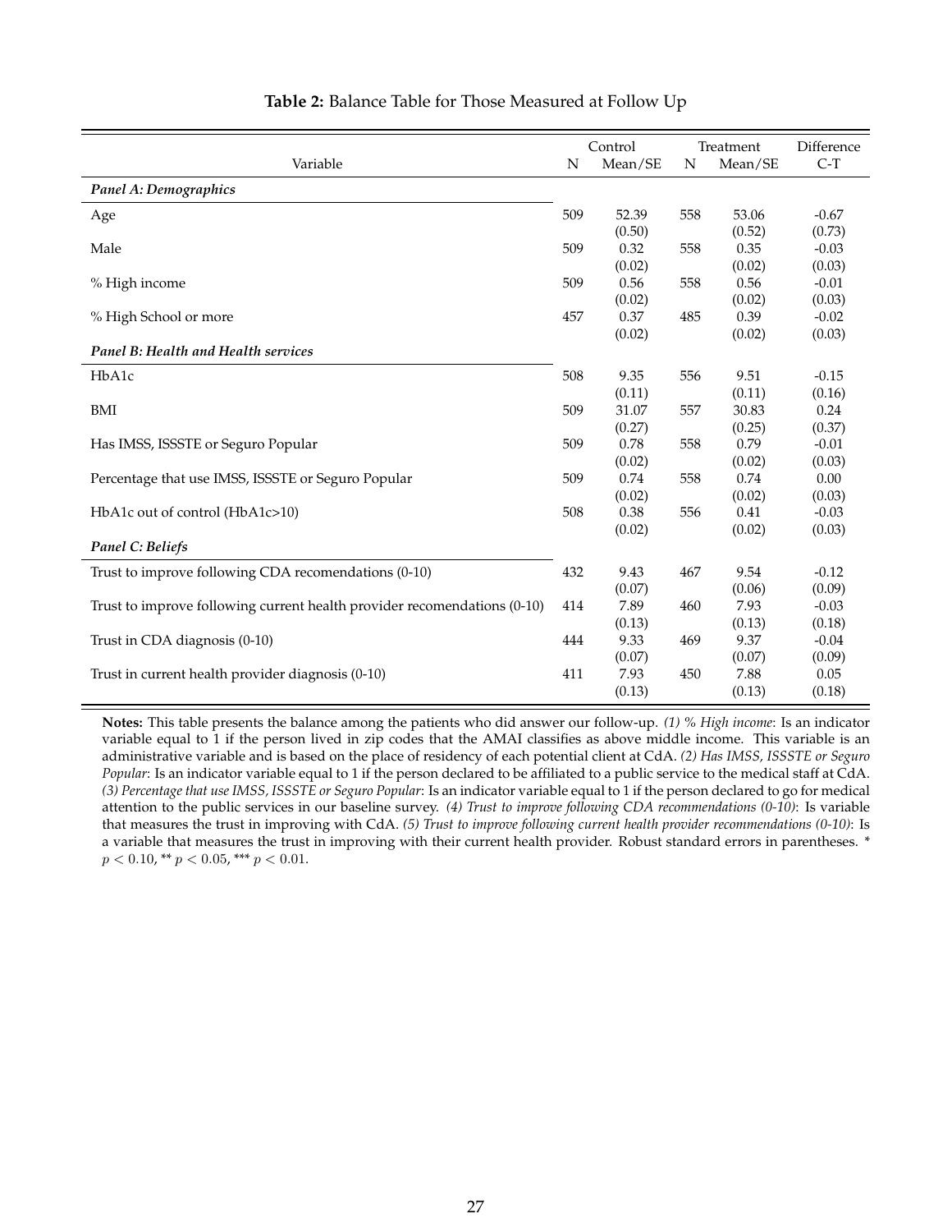**Table 2:** Balance Table for Those Measured at Follow Up

| Variable | Control | | Treatment | | Difference |
|---|---|---|---|---|---|
| | N | Mean/SE | N | Mean/SE | C-T |
| ***Panel A: Demographics*** | | | | | |
| Age | 509 | 52.39 | 558 | 53.06 | -0.67 |
| | | (0.50) | | (0.52) | (0.73) |
| Male | 509 | 0.32 | 558 | 0.35 | -0.03 |
| | | (0.02) | | (0.02) | (0.03) |
| % High income | 509 | 0.56 | 558 | 0.56 | -0.01 |
| | | (0.02) | | (0.02) | (0.03) |
| % High School or more | 457 | 0.37 | 485 | 0.39 | -0.02 |
| | | (0.02) | | (0.02) | (0.03) |
| ***Panel B: Health and Health services*** | | | | | |
| HbA1c | 508 | 9.35 | 556 | 9.51 | -0.15 |
| | | (0.11) | | (0.11) | (0.16) |
| BMI | 509 | 31.07 | 557 | 30.83 | 0.24 |
| | | (0.27) | | (0.25) | (0.37) |
| Has IMSS, ISSSTE or Seguro Popular | 509 | 0.78 | 558 | 0.79 | -0.01 |
| | | (0.02) | | (0.02) | (0.03) |
| Percentage that use IMSS, ISSSTE or Seguro Popular | 509 | 0.74 | 558 | 0.74 | 0.00 |
| | | (0.02) | | (0.02) | (0.03) |
| HbA1c out of control (HbA1c>10) | 508 | 0.38 | 556 | 0.41 | -0.03 |
| | | (0.02) | | (0.02) | (0.03) |
| ***Panel C: Beliefs*** | | | | | |
| Trust to improve following CDA recomendations (0-10) | 432 | 9.43 | 467 | 9.54 | -0.12 |
| | | (0.07) | | (0.06) | (0.09) |
| Trust to improve following current health provider recomendations (0-10) | 414 | 7.89 | 460 | 7.93 | -0.03 |
| | | (0.13) | | (0.13) | (0.18) |
| Trust in CDA diagnosis (0-10) | 444 | 9.33 | 469 | 9.37 | -0.04 |
| | | (0.07) | | (0.07) | (0.09) |
| Trust in current health provider diagnosis (0-10) | 411 | 7.93 | 450 | 7.88 | 0.05 |
| | | (0.13) | | (0.13) | (0.18) |

**Notes:** This table presents the balance among the patients who did answer our follow-up. *(1) % High income*: Is an indicator variable equal to 1 if the person lived in zip codes that the AMAI classifies as above middle income. This variable is an administrative variable and is based on the place of residency of each potential client at CdA. *(2) Has IMSS, ISSSTE or Seguro Popular*: Is an indicator variable equal to 1 if the person declared to be affiliated to a public service to the medical staff at CdA. *(3) Percentage that use IMSS, ISSSTE or Seguro Popular*: Is an indicator variable equal to 1 if the person declared to go for medical attention to the public services in our baseline survey. *(4) Trust to improve following CDA recommendations (0-10)*: Is variable that measures the trust in improving with CdA. *(5) Trust to improve following current health provider recommendations (0-10)*: Is a variable that measures the trust in improving with their current health provider. Robust standard errors in parentheses. * $p < 0.10$, ** $p < 0.05$, *** $p < 0.01$.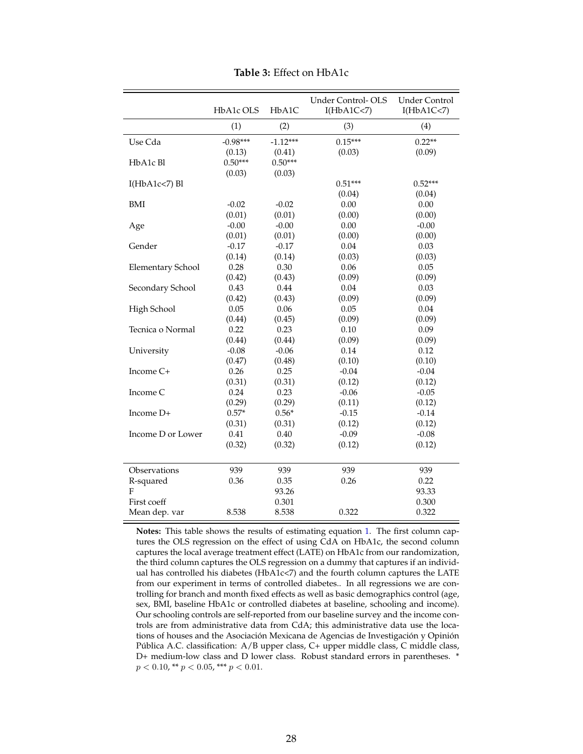**Table 3:** Effect on HbA1c

| | HbA1c OLS | HbA1C | Under Control- OLS I(HbA1C<7) | Under Control I(HbA1C<7) |
|---|---|---|---|---|
| | (1) | (2) | (3) | (4) |
| Use Cda | -0.98*** | -1.12*** | 0.15*** | 0.22** |
| | (0.13) | (0.41) | (0.03) | (0.09) |
| HbA1c Bl | 0.50*** | 0.50*** | | |
| | (0.03) | (0.03) | | |
| I(HbA1c<7) Bl | | | 0.51*** | 0.52*** |
| | | | (0.04) | (0.04) |
| BMI | -0.02 | -0.02 | 0.00 | 0.00 |
| | (0.01) | (0.01) | (0.00) | (0.00) |
| Age | -0.00 | -0.00 | 0.00 | -0.00 |
| | (0.01) | (0.01) | (0.00) | (0.00) |
| Gender | -0.17 | -0.17 | 0.04 | 0.03 |
| | (0.14) | (0.14) | (0.03) | (0.03) |
| Elementary School | 0.28 | 0.30 | 0.06 | 0.05 |
| | (0.42) | (0.43) | (0.09) | (0.09) |
| Secondary School | 0.43 | 0.44 | 0.04 | 0.03 |
| | (0.42) | (0.43) | (0.09) | (0.09) |
| High School | 0.05 | 0.06 | 0.05 | 0.04 |
| | (0.44) | (0.45) | (0.09) | (0.09) |
| Tecnica o Normal | 0.22 | 0.23 | 0.10 | 0.09 |
| | (0.44) | (0.44) | (0.09) | (0.09) |
| University | -0.08 | -0.06 | 0.14 | 0.12 |
| | (0.47) | (0.48) | (0.10) | (0.10) |
| Income C+ | 0.26 | 0.25 | -0.04 | -0.04 |
| | (0.31) | (0.31) | (0.12) | (0.12) |
| Income C | 0.24 | 0.23 | -0.06 | -0.05 |
| | (0.29) | (0.29) | (0.11) | (0.12) |
| Income D+ | 0.57* | 0.56* | -0.15 | -0.14 |
| | (0.31) | (0.31) | (0.12) | (0.12) |
| Income D or Lower | 0.41 | 0.40 | -0.09 | -0.08 |
| | (0.32) | (0.32) | (0.12) | (0.12) |
| Observations | 939 | 939 | 939 | 939 |
| R-squared | 0.36 | 0.35 | 0.26 | 0.22 |
| F | | 93.26 | | 93.33 |
| First coeff | | 0.301 | | 0.300 |
| Mean dep. var | 8.538 | 8.538 | 0.322 | 0.322 |

**Notes:** This table shows the results of estimating equation 1. The first column captures the OLS regression on the effect of using CdA on HbA1c, the second column captures the local average treatment effect (LATE) on HbA1c from our randomization, the third column captures the OLS regression on a dummy that captures if an individual has controlled his diabetes (HbA1c<7) and the fourth column captures the LATE from our experiment in terms of controlled diabetes.. In all regressions we are controlling for branch and month fixed effects as well as basic demographics control (age, sex, BMI, baseline HbA1c or controlled diabetes at baseline, schooling and income). Our schooling controls are self-reported from our baseline survey and the income controls are from administrative data from CdA; this administrative data use the locations of houses and the Asociación Mexicana de Agencias de Investigación y Opinión Pública A.C. classification: A/B upper class, C+ upper middle class, C middle class, D+ medium-low class and D lower class. Robust standard errors in parentheses. * $p < 0.10$, ** $p < 0.05$, *** $p < 0.01$.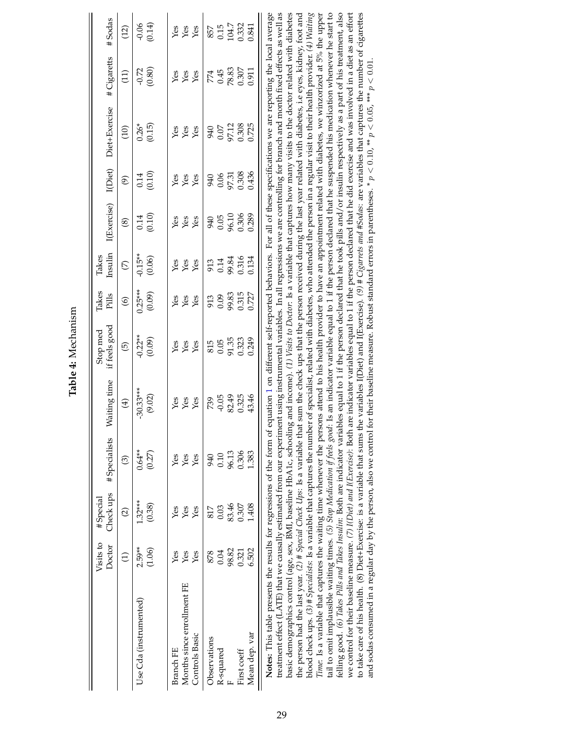**Table 4:** Mechanism

| | Visits to Doctor | # Special Check ups | # Specialists | Waiting time | Stop med if feels good | Takes Pills | Takes Insulin | I(Exercise) | I(Diet) | Diet+Exercise | # Cigaretts | # Sodas |
|---|---|---|---|---|---|---|---|---|---|---|---|---|
| | (1) | (2) | (3) | (4) | (5) | (6) | (7) | (8) | (9) | (10) | (11) | (12) |
| Use Cda (instrumented) | 2.59** | 1.32*** | 0.64** | -30.33*** | -0.22** | 0.25*** | -0.15** | 0.14 | 0.14 | 0.26* | -0.72 | -0.06 |
| | (1.06) | (0.38) | (0.27) | (9.02) | (0.09) | (0.09) | (0.06) | (0.10) | (0.10) | (0.15) | (0.80) | (0.14) |
| Branch FE | Yes | Yes | Yes | Yes | Yes | Yes | Yes | Yes | Yes | Yes | Yes | Yes |
| Months since enrollment FE | Yes | Yes | Yes | Yes | Yes | Yes | Yes | Yes | Yes | Yes | Yes | Yes |
| Controls Basic | Yes | Yes | Yes | Yes | Yes | Yes | Yes | Yes | Yes | Yes | Yes | Yes |
| Observations | 878 | 817 | 940 | 739 | 815 | 913 | 913 | 940 | 940 | 940 | 774 | 857 |
| R-squared | 0.04 | 0.03 | 0.10 | -0.05 | 0.05 | 0.09 | 0.14 | 0.05 | 0.06 | 0.07 | 0.45 | 0.15 |
| F | 98.82 | 83.46 | 96.13 | 82.49 | 91.35 | 99.83 | 99.84 | 96.10 | 97.31 | 97.12 | 78.83 | 104.7 |
| First coeff | 0.321 | 0.307 | 0.306 | 0.325 | 0.323 | 0.315 | 0.316 | 0.306 | 0.308 | 0.308 | 0.307 | 0.332 |
| Mean dep. var | 6.502 | 1.408 | 1.383 | 43.46 | 0.249 | 0.727 | 0.134 | 0.289 | 0.436 | 0.725 | 0.911 | 0.841 |

**Notes:** This table presents the results for regressions of the form of equation 1 on different self-reported behaviors. For all of these specifications we are reporting the local average treatment effect (LATE) that we causally estimated from our experiment using instrumental variables. In all regressions we are controlling for branch and month fixed effects as well as basic demographics control (age, sex, BMI, baseline HbA1c, schooling and income). *(1) Visits to Doctor:* Is a variable that captures how many visits to the doctor related with diabetes the person had the last year. *(2) # Special Check Ups:* Is a variable that sum the check ups that the person received during the last year related with diabetes, i.e eyes, kidney, foot and blood check ups. *(3) # Specialists:* Is a variable that captures the number of specialist, related with diabetes, who attended the person in a regular visit to their health provider. *(4) Waiting Time:* Is a variable that captures the waiting time whenever the persons attend to his health provider to have an appointment related with diabetes, we winzorized at 5% the upper tail to omit implausible waiting times. *(5) Stop Medication if feels good:* Is an indicator variable equal to 1 if the person declared that he suspended his medication whenever he start to felling good. *(6) Takes Pills and Takes Insulin:* Both are indicator variables equal to 1 if the person declared that he took pills and/or insulin respectively as a part of his treatment, also we control for their baseline measure. *(7) I(Diet) and I(Exercise):* Both are indicator variables equal to 1 if the person declared that he did exercise and was involved in a diet as an effort to take care of his health. (8) Diet+Exercise: is a variable that sums the variables I(Diet) and I(Exercise). *(9) # Cigarrets and #Sodas:* are variables that captures the number of cigarettes and sodas consumed in a regular day by the person, also we control for their baseline measure. Robust standard errors in parentheses. * $p < 0.10$, ** $p < 0.05$, *** $p < 0.01$.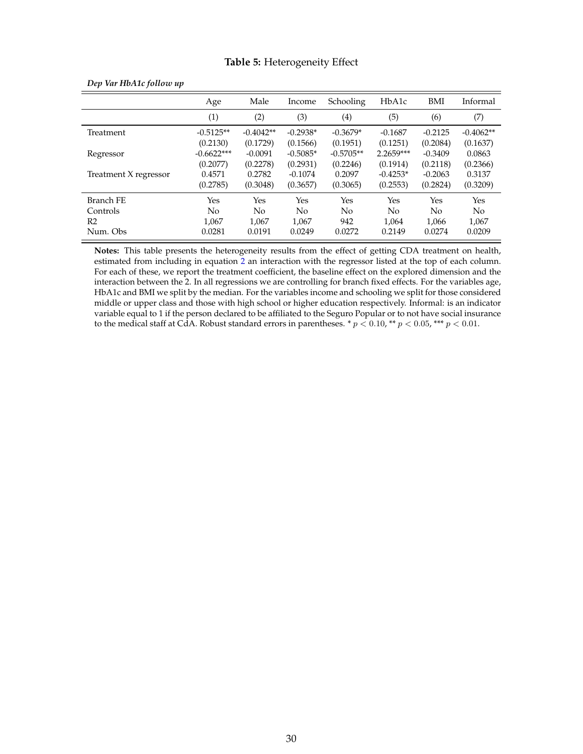**Table 5:** Heterogeneity Effect

***Dep Var HbA1c follow up***

| | Age | Male | Income | Schooling | HbA1c | BMI | Informal |
|---|---|---|---|---|---|---|---|
| | (1) | (2) | (3) | (4) | (5) | (6) | (7) |
| Treatment | -0.5125** | -0.4042** | -0.2938* | -0.3679* | -0.1687 | -0.2125 | -0.4062** |
| | (0.2130) | (0.1729) | (0.1566) | (0.1951) | (0.1251) | (0.2084) | (0.1637) |
| Regressor | -0.6622*** | -0.0091 | -0.5085* | -0.5705** | 2.2659*** | -0.3409 | 0.0863 |
| | (0.2077) | (0.2278) | (0.2931) | (0.2246) | (0.1914) | (0.2118) | (0.2366) |
| Treatment X regressor | 0.4571 | 0.2782 | -0.1074 | 0.2097 | -0.4253* | -0.2063 | 0.3137 |
| | (0.2785) | (0.3048) | (0.3657) | (0.3065) | (0.2553) | (0.2824) | (0.3209) |
| Branch FE | Yes | Yes | Yes | Yes | Yes | Yes | Yes |
| Controls | No | No | No | No | No | No | No |
| R2 | 1,067 | 1,067 | 1,067 | 942 | 1,064 | 1,066 | 1,067 |
| Num. Obs | 0.0281 | 0.0191 | 0.0249 | 0.0272 | 0.2149 | 0.0274 | 0.0209 |

**Notes:** This table presents the heterogeneity results from the effect of getting CDA treatment on health, estimated from including in equation 2 an interaction with the regressor listed at the top of each column. For each of these, we report the treatment coefficient, the baseline effect on the explored dimension and the interaction between the 2. In all regressions we are controlling for branch fixed effects. For the variables age, HbA1c and BMI we split by the median. For the variables income and schooling we split for those considered middle or upper class and those with high school or higher education respectively. Informal: is an indicator variable equal to 1 if the person declared to be affiliated to the Seguro Popular or to not have social insurance to the medical staff at CdA. Robust standard errors in parentheses. * $p < 0.10$, ** $p < 0.05$, *** $p < 0.01$.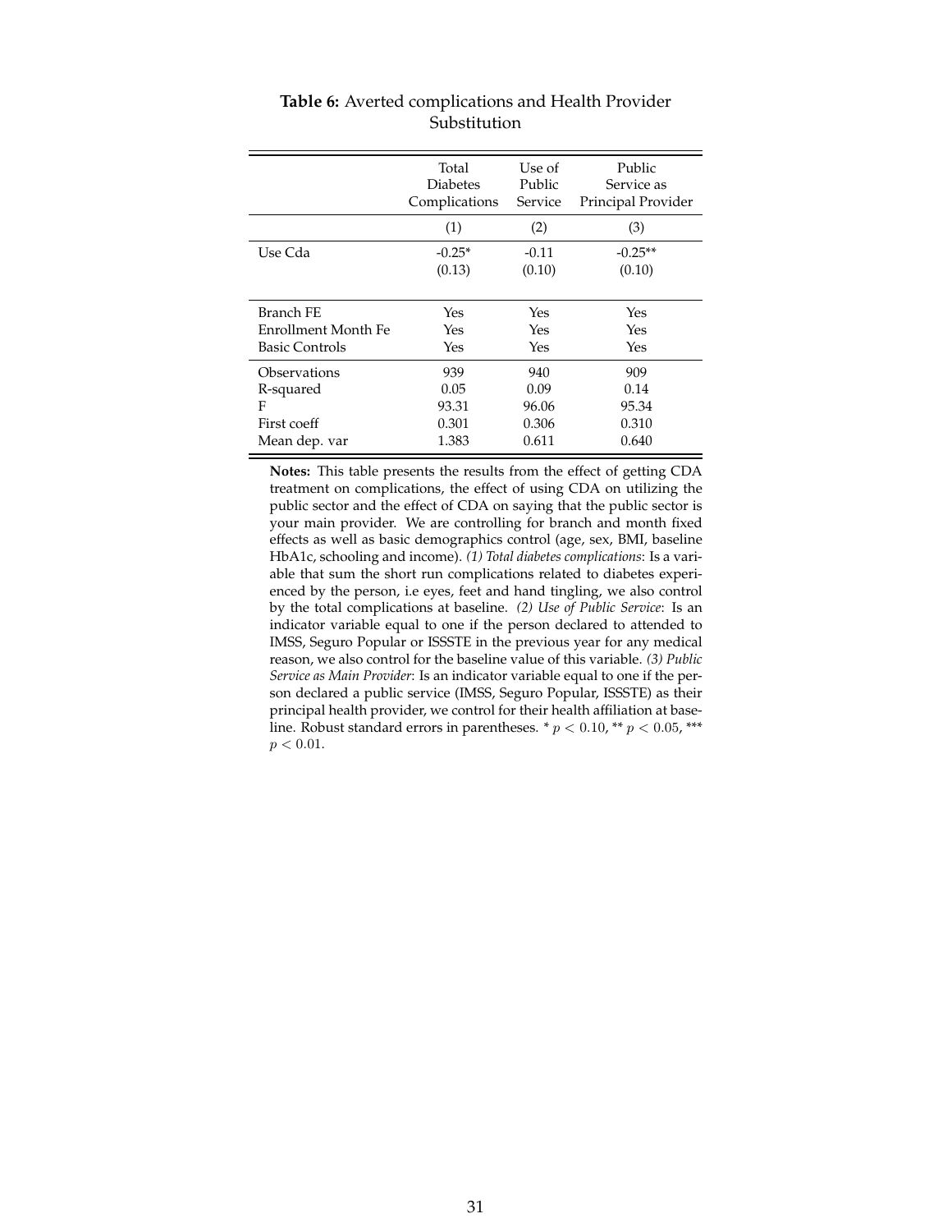**Table 6:** Averted complications and Health Provider Substitution

| | Total Diabetes Complications | Use of Public Service | Public Service as Principal Provider |
|---|---|---|---|
| | (1) | (2) | (3) |
| Use Cda | -0.25* | -0.11 | -0.25** |
| | (0.13) | (0.10) | (0.10) |
| Branch FE | Yes | Yes | Yes |
| Enrollment Month Fe | Yes | Yes | Yes |
| Basic Controls | Yes | Yes | Yes |
| Observations | 939 | 940 | 909 |
| R-squared | 0.05 | 0.09 | 0.14 |
| F | 93.31 | 96.06 | 95.34 |
| First coeff | 0.301 | 0.306 | 0.310 |
| Mean dep. var | 1.383 | 0.611 | 0.640 |

**Notes:** This table presents the results from the effect of getting CDA treatment on complications, the effect of using CDA on utilizing the public sector and the effect of CDA on saying that the public sector is your main provider. We are controlling for branch and month fixed effects as well as basic demographics control (age, sex, BMI, baseline HbA1c, schooling and income). *(1) Total diabetes complications*: Is a variable that sum the short run complications related to diabetes experienced by the person, i.e eyes, feet and hand tingling, we also control by the total complications at baseline. *(2) Use of Public Service*: Is an indicator variable equal to one if the person declared to attended to IMSS, Seguro Popular or ISSSTE in the previous year for any medical reason, we also control for the baseline value of this variable. *(3) Public Service as Main Provider*: Is an indicator variable equal to one if the person declared a public service (IMSS, Seguro Popular, ISSSTE) as their principal health provider, we control for their health affiliation at baseline. Robust standard errors in parentheses. * $p < 0.10$, ** $p < 0.05$, *** $p < 0.01$.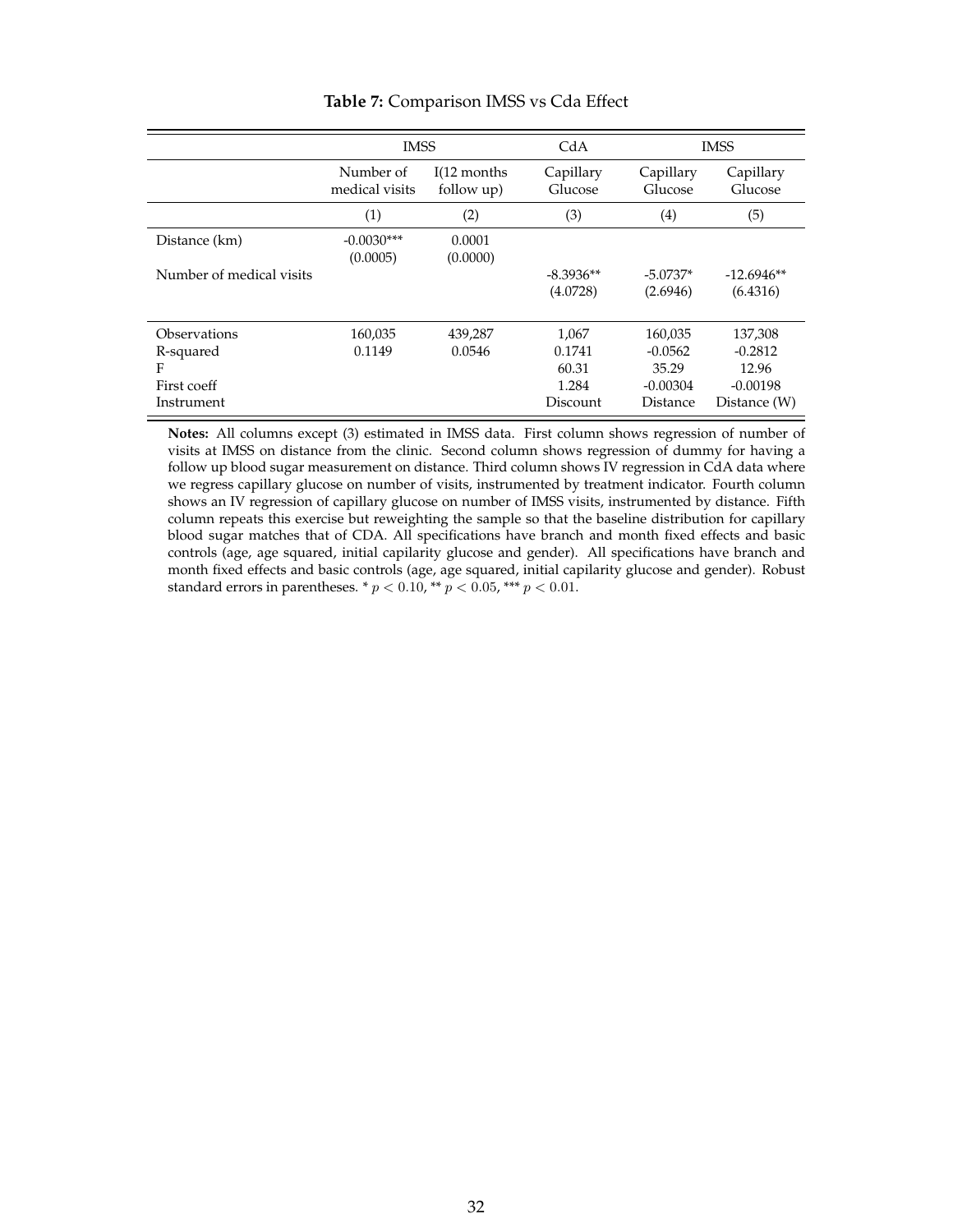**Table 7:** Comparison IMSS vs Cda Effect

| | IMSS | | CdA | IMSS | |
|---|---|---|---|---|---|
| | Number of medical visits | I(12 months follow up) | Capillary Glucose | Capillary Glucose | Capillary Glucose |
| | (1) | (2) | (3) | (4) | (5) |
| Distance (km) | -0.0030*** | 0.0001 | | | |
| | (0.0005) | (0.0000) | | | |
| Number of medical visits | | | -8.3936** | -5.0737* | -12.6946** |
| | | | (4.0728) | (2.6946) | (6.4316) |
| Observations | 160,035 | 439,287 | 1,067 | 160,035 | 137,308 |
| R-squared | 0.1149 | 0.0546 | 0.1741 | -0.0562 | -0.2812 |
| F | | | 60.31 | 35.29 | 12.96 |
| First coeff | | | 1.284 | -0.00304 | -0.00198 |
| Instrument | | | Discount | Distance | Distance (W) |

**Notes:** All columns except (3) estimated in IMSS data. First column shows regression of number of visits at IMSS on distance from the clinic. Second column shows regression of dummy for having a follow up blood sugar measurement on distance. Third column shows IV regression in CdA data where we regress capillary glucose on number of visits, instrumented by treatment indicator. Fourth column shows an IV regression of capillary glucose on number of IMSS visits, instrumented by distance. Fifth column repeats this exercise but reweighting the sample so that the baseline distribution for capillary blood sugar matches that of CDA. All specifications have branch and month fixed effects and basic controls (age, age squared, initial capilarity glucose and gender). All specifications have branch and month fixed effects and basic controls (age, age squared, initial capilarity glucose and gender). Robust standard errors in parentheses. * $p < 0.10$, ** $p < 0.05$, *** $p < 0.01$.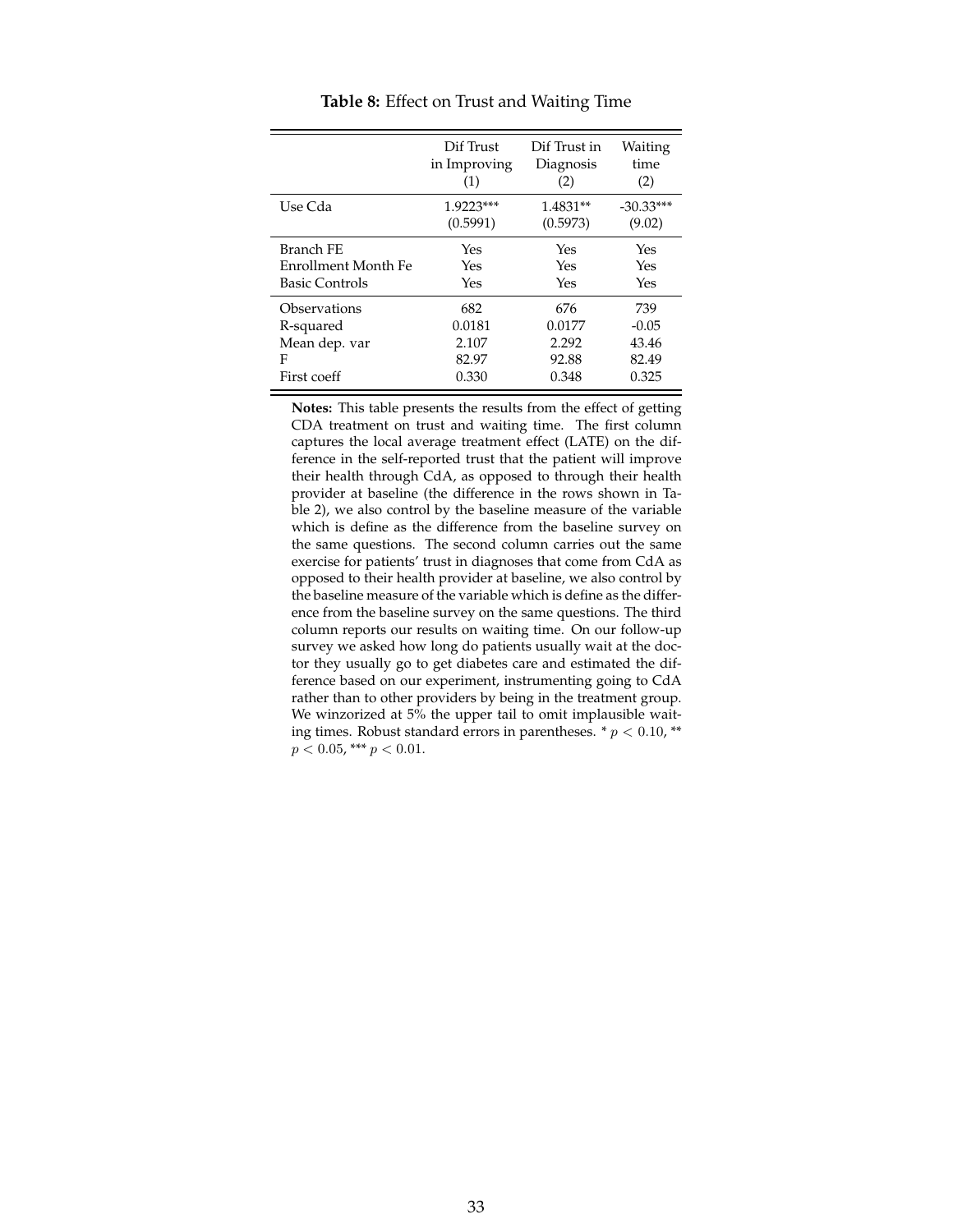**Table 8:** Effect on Trust and Waiting Time

| | Dif Trust in Improving (1) | Dif Trust in Diagnosis (2) | Waiting time (2) |
|---|---|---|---|
| Use Cda | 1.9223*** | 1.4831** | -30.33*** |
| | (0.5991) | (0.5973) | (9.02) |
| Branch FE | Yes | Yes | Yes |
| Enrollment Month Fe | Yes | Yes | Yes |
| Basic Controls | Yes | Yes | Yes |
| Observations | 682 | 676 | 739 |
| R-squared | 0.0181 | 0.0177 | -0.05 |
| Mean dep. var | 2.107 | 2.292 | 43.46 |
| F | 82.97 | 92.88 | 82.49 |
| First coeff | 0.330 | 0.348 | 0.325 |

**Notes:** This table presents the results from the effect of getting CDA treatment on trust and waiting time. The first column captures the local average treatment effect (LATE) on the difference in the self-reported trust that the patient will improve their health through CdA, as opposed to through their health provider at baseline (the difference in the rows shown in Table 2), we also control by the baseline measure of the variable which is define as the difference from the baseline survey on the same questions. The second column carries out the same exercise for patients' trust in diagnoses that come from CdA as opposed to their health provider at baseline, we also control by the baseline measure of the variable which is define as the difference from the baseline survey on the same questions. The third column reports our results on waiting time. On our follow-up survey we asked how long do patients usually wait at the doctor they usually go to get diabetes care and estimated the difference based on our experiment, instrumenting going to CdA rather than to other providers by being in the treatment group. We winzorized at 5% the upper tail to omit implausible waiting times. Robust standard errors in parentheses. * $p < 0.10$, ** $p < 0.05$, *** $p < 0.01$.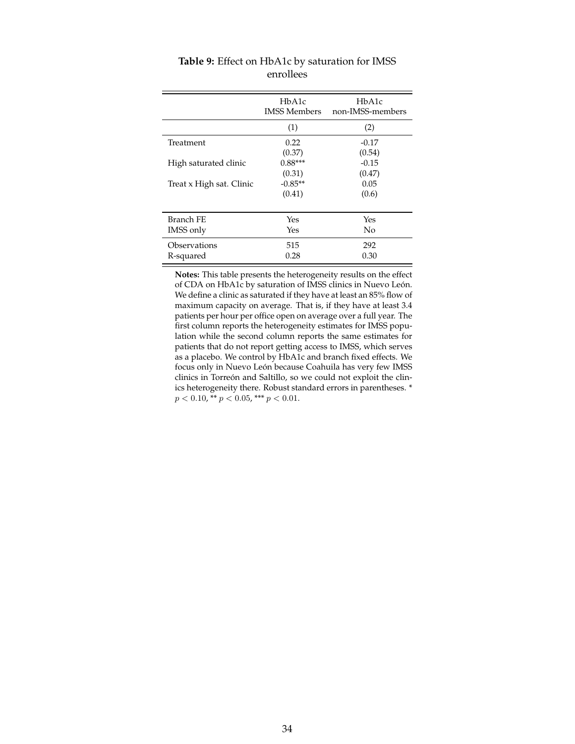**Table 9:** Effect on HbA1c by saturation for IMSS enrollees

| | HbA1c IMSS Members | HbA1c non-IMSS-members |
|---|---|---|
| | (1) | (2) |
| Treatment | 0.22 | -0.17 |
| | (0.37) | (0.54) |
| High saturated clinic | 0.88*** | -0.15 |
| | (0.31) | (0.47) |
| Treat x High sat. Clinic | -0.85** | 0.05 |
| | (0.41) | (0.6) |
| Branch FE | Yes | Yes |
| IMSS only | Yes | No |
| Observations | 515 | 292 |
| R-squared | 0.28 | 0.30 |

**Notes:** This table presents the heterogeneity results on the effect of CDA on HbA1c by saturation of IMSS clinics in Nuevo León. We define a clinic as saturated if they have at least an 85% flow of maximum capacity on average. That is, if they have at least 3.4 patients per hour per office open on average over a full year. The first column reports the heterogeneity estimates for IMSS population while the second column reports the same estimates for patients that do not report getting access to IMSS, which serves as a placebo. We control by HbA1c and branch fixed effects. We focus only in Nuevo León because Coahuila has very few IMSS clinics in Torreón and Saltillo, so we could not exploit the clinics heterogeneity there. Robust standard errors in parentheses. * $p < 0.10$, ** $p < 0.05$, *** $p < 0.01$.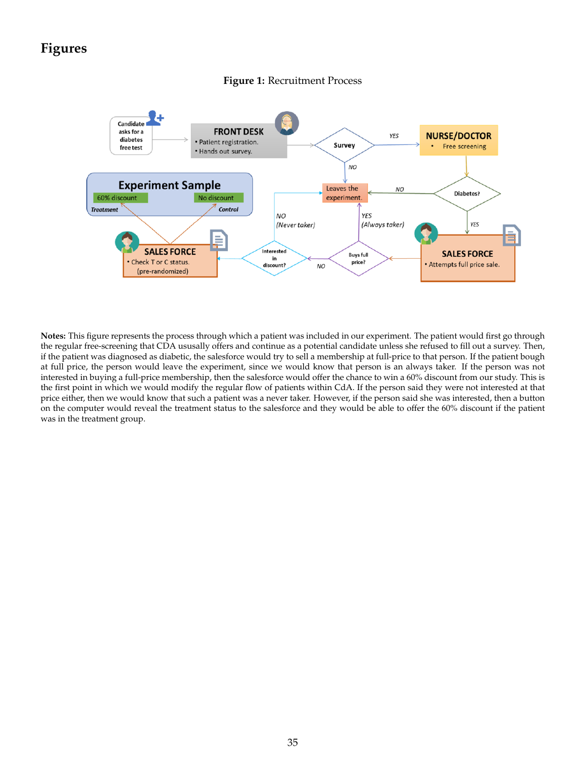# Figures

**Figure 1:** Recruitment Process

**Notes:** This figure represents the process through which a patient was included in our experiment. The patient would first go through the regular free-screening that CDA ususally offers and continue as a potential candidate unless she refused to fill out a survey. Then, if the patient was diagnosed as diabetic, the salesforce would try to sell a membership at full-price to that person. If the patient bough at full price, the person would leave the experiment, since we would know that person is an always taker. If the person was not interested in buying a full-price membership, then the salesforce would offer the chance to win a 60% discount from our study. This is the first point in which we would modify the regular flow of patients within CdA. If the person said they were not interested at that price either, then we would know that such a patient was a never taker. However, if the person said she was interested, then a button on the computer would reveal the treatment status to the salesforce and they would be able to offer the 60% discount if the patient was in the treatment group.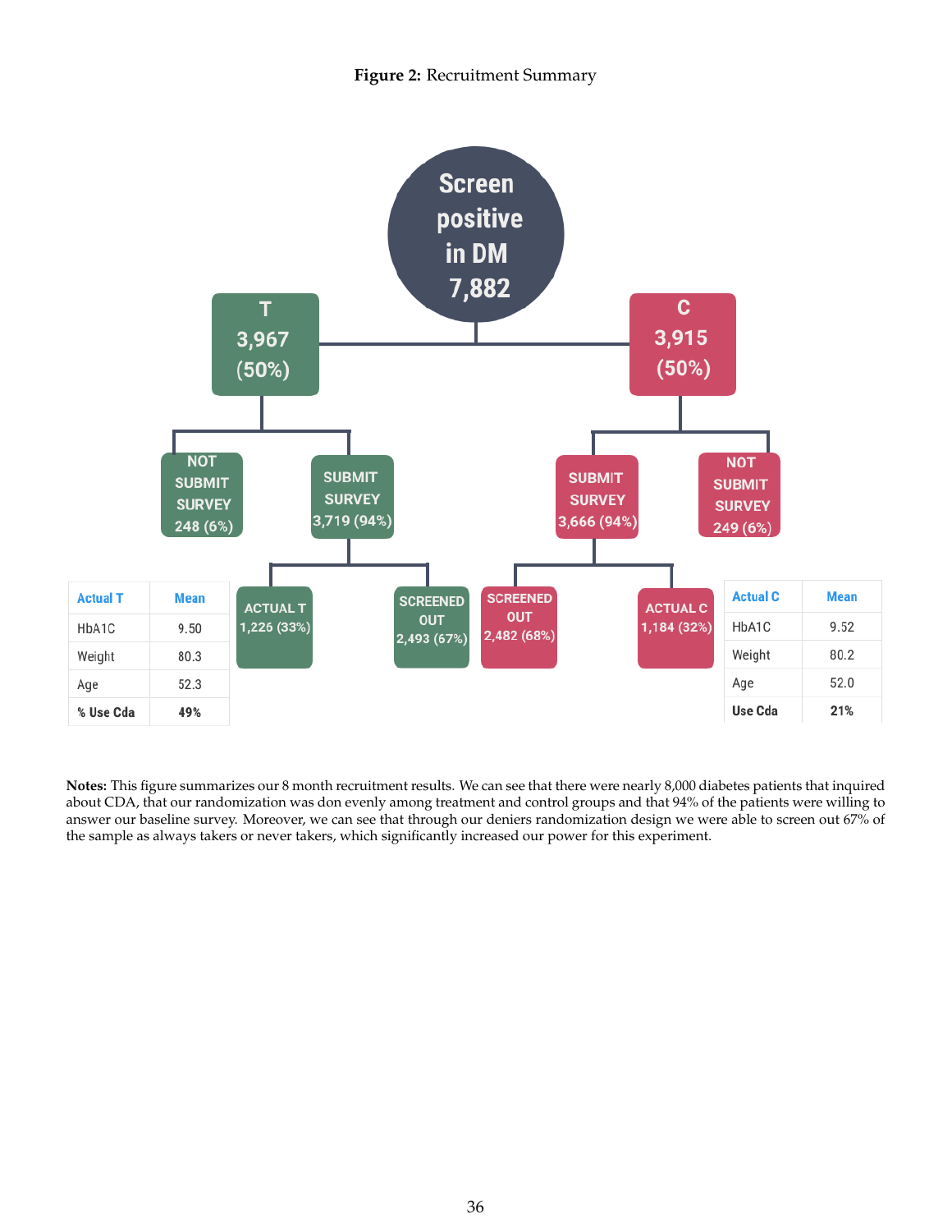**Figure 2:** Recruitment Summary

Screen positive in DM 7,882

T 3,967 (50%)

C 3,915 (50%)

NOT SUBMIT SURVEY 248 (6%)

SUBMIT SURVEY 3,719 (94%)

SUBMIT SURVEY 3,666 (94%)

NOT SUBMIT SURVEY 249 (6%)

ACTUAL T 1,226 (33%)

SCREENED OUT 2,493 (67%)

SCREENED OUT 2,482 (68%)

ACTUAL C 1,184 (32%)

| Actual T | Mean |
|---|---|
| HbA1C | 9.50 |
| Weight | 80.3 |
| Age | 52.3 |
| **% Use Cda** | **49%** |

| Actual C | Mean |
|---|---|
| HbA1C | 9.52 |
| Weight | 80.2 |
| Age | 52.0 |
| **Use Cda** | **21%** |

**Notes:** This figure summarizes our 8 month recruitment results. We can see that there were nearly 8,000 diabetes patients that inquired about CDA, that our randomization was don evenly among treatment and control groups and that 94% of the patients were willing to answer our baseline survey. Moreover, we can see that through our deniers randomization design we were able to screen out 67% of the sample as always takers or never takers, which significantly increased our power for this experiment.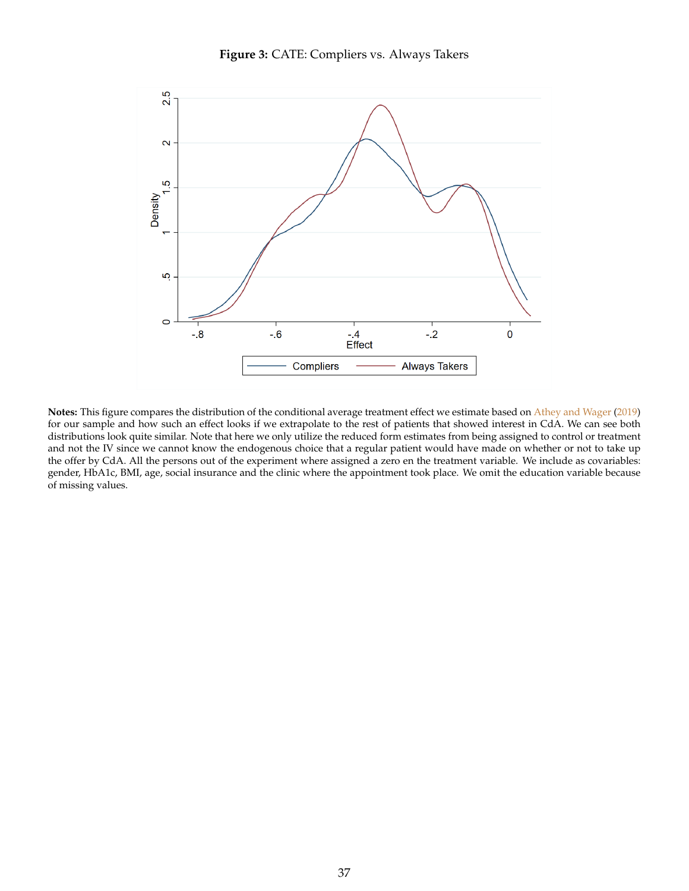**Figure 3:** CATE: Compliers vs. Always Takers

**Notes:** This figure compares the distribution of the conditional average treatment effect we estimate based on Athey and Wager (2019) for our sample and how such an effect looks if we extrapolate to the rest of patients that showed interest in CdA. We can see both distributions look quite similar. Note that here we only utilize the reduced form estimates from being assigned to control or treatment and not the IV since we cannot know the endogenous choice that a regular patient would have made on whether or not to take up the offer by CdA. All the persons out of the experiment where assigned a zero en the treatment variable. We include as covariables: gender, HbA1c, BMI, age, social insurance and the clinic where the appointment took place. We omit the education variable because of missing values.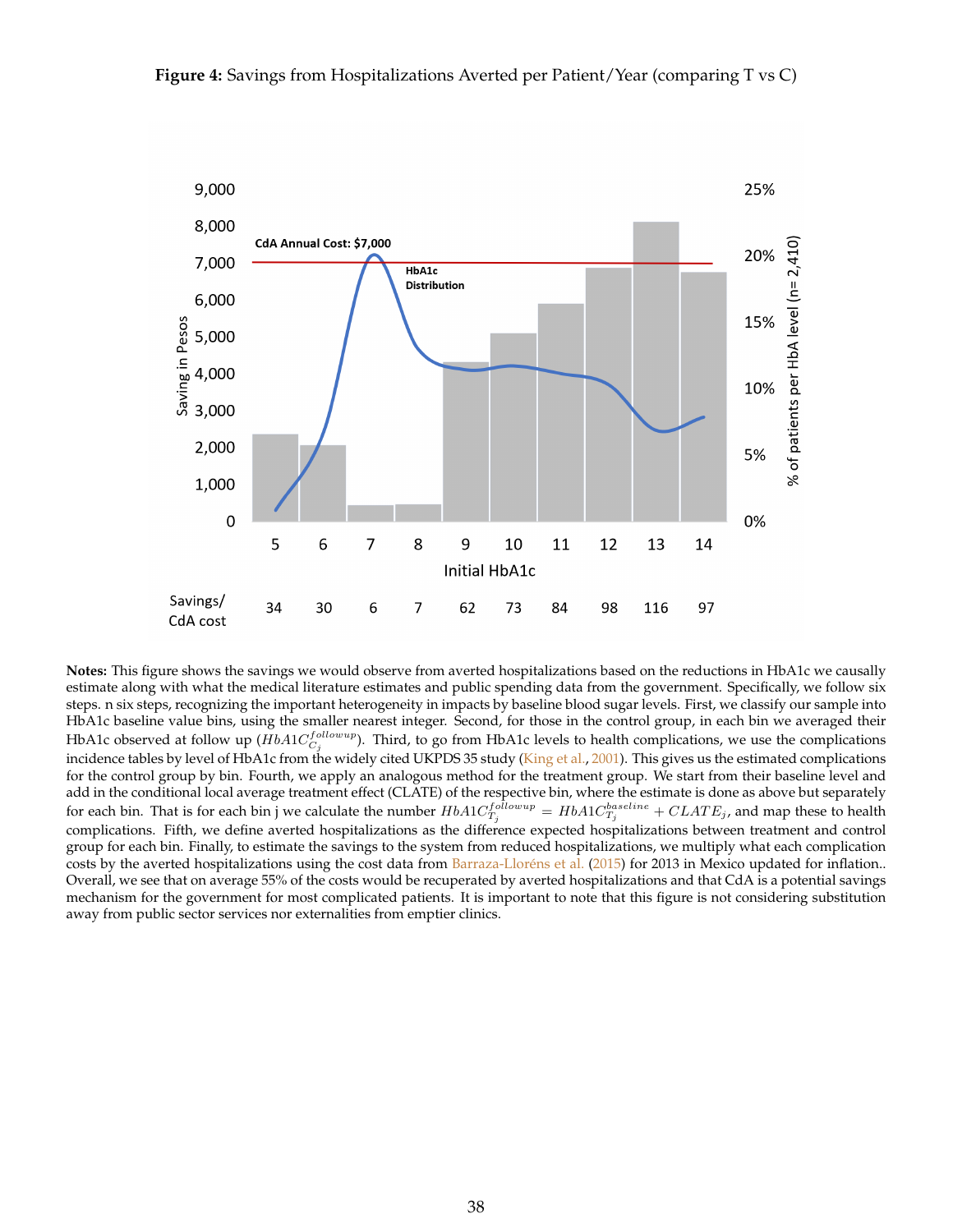**Figure 4:** Savings from Hospitalizations Averted per Patient/Year (comparing T vs C)

| Initial HbA1c | 5 | 6 | 7 | 8 | 9 | 10 | 11 | 12 | 13 | 14 |
|---|---|---|---|---|---|---|---|---|---|---|
| Savings/ CdA cost | 34 | 30 | 6 | 7 | 62 | 73 | 84 | 98 | 116 | 97 |

**Notes:** This figure shows the savings we would observe from averted hospitalizations based on the reductions in HbA1c we causally estimate along with what the medical literature estimates and public spending data from the government. Specifically, we follow six steps. n six steps, recognizing the important heterogeneity in impacts by baseline blood sugar levels. First, we classify our sample into HbA1c baseline value bins, using the smaller nearest integer. Second, for those in the control group, in each bin we averaged their HbA1c observed at follow up ($HbA1C_{C_j}^{followup}$). Third, to go from HbA1c levels to health complications, we use the complications incidence tables by level of HbA1c from the widely cited UKPDS 35 study (King et al., 2001). This gives us the estimated complications for the control group by bin. Fourth, we apply an analogous method for the treatment group. We start from their baseline level and add in the conditional local average treatment effect (CLATE) of the respective bin, where the estimate is done as above but separately for each bin. That is for each bin j we calculate the number $HbA1C_{T_j}^{followup} = HbA1C_{T_j}^{baseline} + CLATE_j$, and map these to health complications. Fifth, we define averted hospitalizations as the difference expected hospitalizations between treatment and control group for each bin. Finally, to estimate the savings to the system from reduced hospitalizations, we multiply what each complication costs by the averted hospitalizations using the cost data from Barraza-Lloréns et al. (2015) for 2013 in Mexico updated for inflation.. Overall, we see that on average 55% of the costs would be recuperated by averted hospitalizations and that CdA is a potential savings mechanism for the government for most complicated patients. It is important to note that this figure is not considering substitution away from public sector services nor externalities from emptier clinics.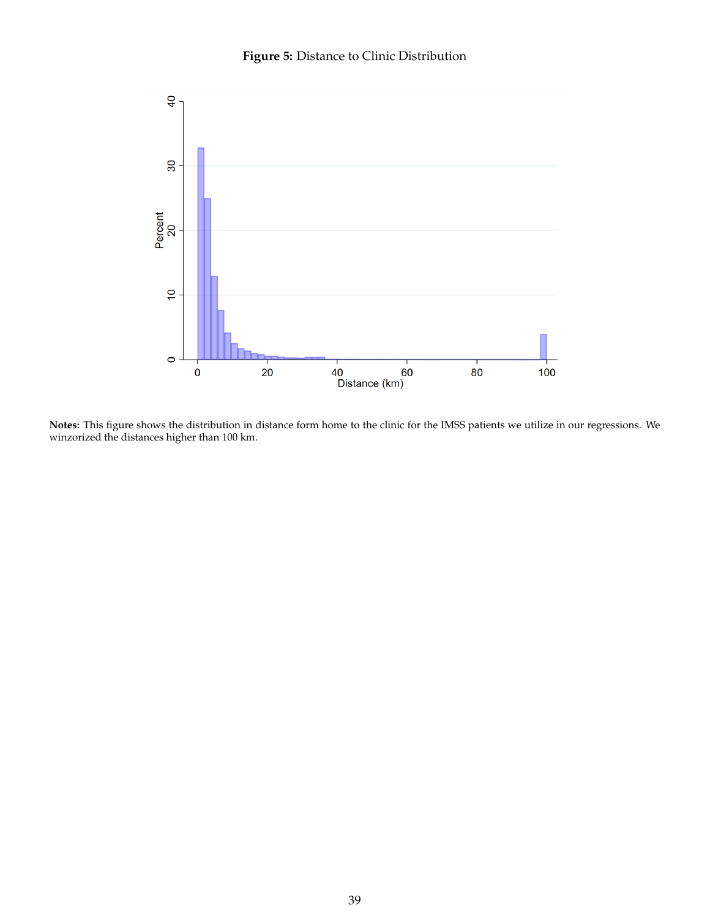**Figure 5:** Distance to Clinic Distribution

**Notes:** This figure shows the distribution in distance form home to the clinic for the IMSS patients we utilize in our regressions. We winzorized the distances higher than 100 km.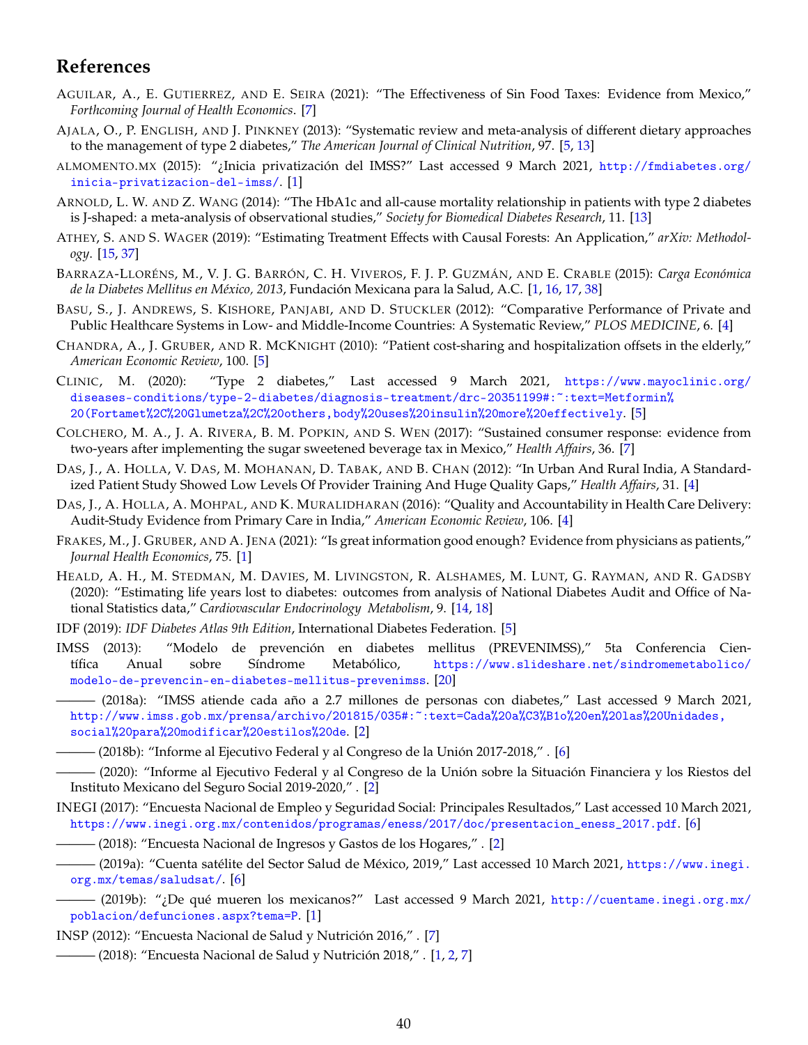## References

Aguilar, A., E. Gutierrez, and E. Seira (2021): "The Effectiveness of Sin Food Taxes: Evidence from Mexico," *Forthcoming Journal of Health Economics*. [7]

Ajala, O., P. English, and J. Pinkney (2013): "Systematic review and meta-analysis of different dietary approaches to the management of type 2 diabetes," *The American Journal of Clinical Nutrition*, 97. [5, 13]

almomento.mx (2015): "¿Inicia privatización del IMSS?" Last accessed 9 March 2021, http://fmdiabetes.org/inicia-privatizacion-del-imss/. [1]

Arnold, L. W. and Z. Wang (2014): "The HbA1c and all-cause mortality relationship in patients with type 2 diabetes is J-shaped: a meta-analysis of observational studies," *Society for Biomedical Diabetes Research*, 11. [13]

Athey, S. and S. Wager (2019): "Estimating Treatment Effects with Causal Forests: An Application," *arXiv: Methodology*. [15, 37]

Barraza-Lloréns, M., V. J. G. Barrón, C. H. Viveros, F. J. P. Guzmán, and E. Crable (2015): *Carga Económica de la Diabetes Mellitus en México, 2013*, Fundación Mexicana para la Salud, A.C. [1, 16, 17, 38]

Basu, S., J. Andrews, S. Kishore, Panjabi, and D. Stuckler (2012): "Comparative Performance of Private and Public Healthcare Systems in Low- and Middle-Income Countries: A Systematic Review," *PLOS MEDICINE*, 6. [4]

Chandra, A., J. Gruber, and R. McKnight (2010): "Patient cost-sharing and hospitalization offsets in the elderly," *American Economic Review*, 100. [5]

Clinic, M. (2020): "Type 2 diabetes," Last accessed 9 March 2021, https://www.mayoclinic.org/diseases-conditions/type-2-diabetes/diagnosis-treatment/drc-20351199#:~:text=Metformin%20(Fortamet%2C%20Glumetza%2C%20others,body%20uses%20insulin%20more%20effectively. [5]

Colchero, M. A., J. A. Rivera, B. M. Popkin, and S. Wen (2017): "Sustained consumer response: evidence from two-years after implementing the sugar sweetened beverage tax in Mexico," *Health Affairs*, 36. [7]

Das, J., A. Holla, V. Das, M. Mohanan, D. Tabak, and B. Chan (2012): "In Urban And Rural India, A Standardized Patient Study Showed Low Levels Of Provider Training And Huge Quality Gaps," *Health Affairs*, 31. [4]

Das, J., A. Holla, A. Mohpal, and K. Muralidharan (2016): "Quality and Accountability in Health Care Delivery: Audit-Study Evidence from Primary Care in India," *American Economic Review*, 106. [4]

Frakes, M., J. Gruber, and A. Jena (2021): "Is great information good enough? Evidence from physicians as patients," *Journal Health Economics*, 75. [1]

Heald, A. H., M. Stedman, M. Davies, M. Livingston, R. Alshames, M. Lunt, G. Rayman, and R. Gadsby (2020): "Estimating life years lost to diabetes: outcomes from analysis of National Diabetes Audit and Office of National Statistics data," *Cardiovascular Endocrinology Metabolism*, 9. [14, 18]

IDF (2019): *IDF Diabetes Atlas 9th Edition*, International Diabetes Federation. [5]

IMSS (2013): "Modelo de prevención en diabetes mellitus (PREVENIMSS)," 5ta Conferencia Científica Anual sobre Síndrome Metabólico, https://www.slideshare.net/sindromemetabolico/modelo-de-prevencin-en-diabetes-mellitus-prevenimss. [20]

——— (2018a): "IMSS atiende cada año a 2.7 millones de personas con diabetes," Last accessed 9 March 2021, http://www.imss.gob.mx/prensa/archivo/201815/035#:~:text=Cada%20a%C3%B1o%20en%20las%20Unidades,social%20para%20modificar%20estilos%20de. [2]

——— (2018b): "Informe al Ejecutivo Federal y al Congreso de la Unión 2017-2018," . [6]

——— (2020): "Informe al Ejecutivo Federal y al Congreso de la Unión sobre la Situación Financiera y los Riestos del Instituto Mexicano del Seguro Social 2019-2020," . [2]

INEGI (2017): "Encuesta Nacional de Empleo y Seguridad Social: Principales Resultados," Last accessed 10 March 2021, https://www.inegi.org.mx/contenidos/programas/eness/2017/doc/presentacion_eness_2017.pdf. [6]

——— (2018): "Encuesta Nacional de Ingresos y Gastos de los Hogares," . [2]

——— (2019a): "Cuenta satélite del Sector Salud de México, 2019," Last accessed 10 March 2021, https://www.inegi.org.mx/temas/saludsat/. [6]

——— (2019b): "¿De qué mueren los mexicanos?" Last accessed 9 March 2021, http://cuentame.inegi.org.mx/poblacion/defunciones.aspx?tema=P. [1]

INSP (2012): "Encuesta Nacional de Salud y Nutrición 2016," . [7]

——— (2018): "Encuesta Nacional de Salud y Nutrición 2018," . [1, 2, 7]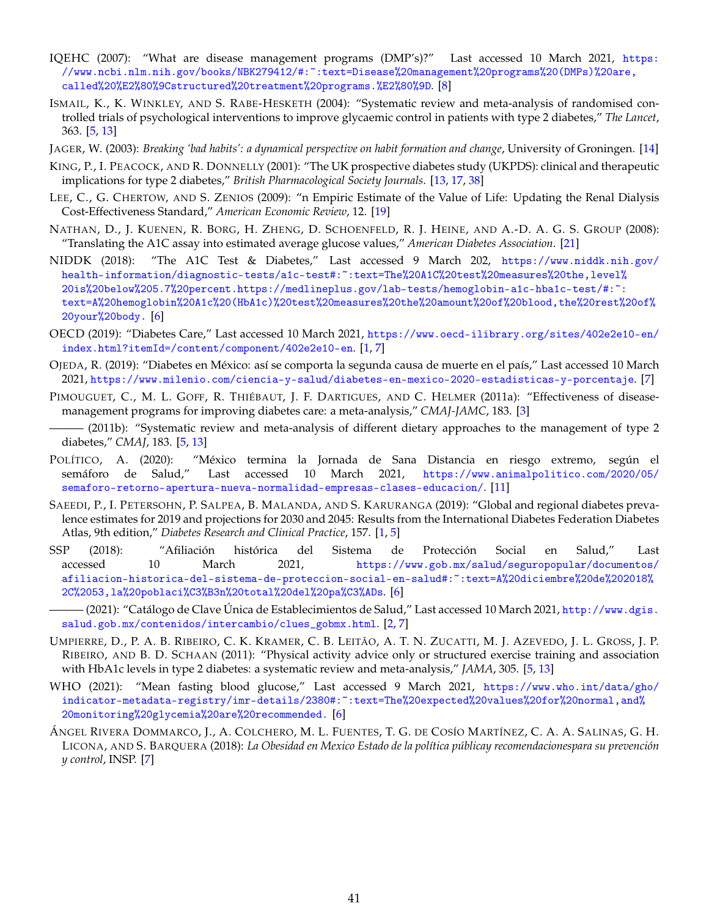IQEHC (2007): "What are disease management programs (DMP's)?" Last accessed 10 March 2021, https://www.ncbi.nlm.nih.gov/books/NBK279412/#:~:text=Disease%20management%20programs%20(DMPs)%20are,called%20%E2%80%9Cstructured%20treatment%20programs.%E2%80%9D. [8]

Ismail, K., K. Winkley, and S. Rabe-Hesketh (2004): "Systematic review and meta-analysis of randomised controlled trials of psychological interventions to improve glycaemic control in patients with type 2 diabetes," *The Lancet*, 363. [5, 13]

Jager, W. (2003): *Breaking 'bad habits': a dynamical perspective on habit formation and change*, University of Groningen. [14]

King, P., I. Peacock, and R. Donnelly (2001): "The UK prospective diabetes study (UKPDS): clinical and therapeutic implications for type 2 diabetes," *British Pharmacological Society Journals*. [13, 17, 38]

Lee, C., G. Chertow, and S. Zenios (2009): "n Empiric Estimate of the Value of Life: Updating the Renal Dialysis Cost-Effectiveness Standard," *American Economic Review*, 12. [19]

Nathan, D., J. Kuenen, R. Borg, H. Zheng, D. Schoenfeld, R. J. Heine, and A.-D. A. G. S. Group (2008): "Translating the A1C assay into estimated average glucose values," *American Diabetes Association*. [21]

NIDDK (2018): "The A1C Test & Diabetes," Last accessed 9 March 202, https://www.niddk.nih.gov/health-information/diagnostic-tests/a1c-test#:~:text=The%20A1C%20test%20measures%20the,level%20is%20below%205.7%20percent.https://medlineplus.gov/lab-tests/hemoglobin-a1c-hba1c-test/#:~:text=A%20hemoglobin%20A1c%20(HbA1c)%20test%20measures%20the%20amount%20of%20blood,the%20rest%20of%20your%20body. [6]

OECD (2019): "Diabetes Care," Last accessed 10 March 2021, https://www.oecd-ilibrary.org/sites/402e2e10-en/index.html?itemId=/content/component/402e2e10-en. [1, 7]

Ojeda, R. (2019): "Diabetes en México: así se comporta la segunda causa de muerte en el país," Last accessed 10 March 2021, https://www.milenio.com/ciencia-y-salud/diabetes-en-mexico-2020-estadisticas-y-porcentaje. [7]

Pimouguet, C., M. L. Goff, R. Thiébaut, J. F. Dartigues, and C. Helmer (2011a): "Effectiveness of disease-management programs for improving diabetes care: a meta-analysis," *CMAJ-JAMC*, 183. [3]

——— (2011b): "Systematic review and meta-analysis of different dietary approaches to the management of type 2 diabetes," *CMAJ*, 183. [5, 13]

Político, A. (2020): "México termina la Jornada de Sana Distancia en riesgo extremo, según el semáforo de Salud," Last accessed 10 March 2021, https://www.animalpolitico.com/2020/05/semaforo-retorno-apertura-nueva-normalidad-empresas-clases-educacion/. [11]

Saeedi, P., I. Petersohn, P. Salpea, B. Malanda, and S. Karuranga (2019): "Global and regional diabetes prevalence estimates for 2019 and projections for 2030 and 2045: Results from the International Diabetes Federation Diabetes Atlas, 9th edition," *Diabetes Research and Clinical Practice*, 157. [1, 5]

SSP (2018): "Afiliación histórica del Sistema de Protección Social en Salud," Last accessed 10 March 2021, https://www.gob.mx/salud/seguropopular/documentos/afiliacion-historica-del-sistema-de-proteccion-social-en-salud#:~:text=A%20diciembre%20de%202018%2C%2053,la%20poblaci%C3%B3n%20total%20del%20pa%C3%ADs. [6]

——— (2021): "Catálogo de Clave Única de Establecimientos de Salud," Last accessed 10 March 2021, http://www.dgis.salud.gob.mx/contenidos/intercambio/clues_gobmx.html. [2, 7]

Umpierre, D., P. A. B. Ribeiro, C. K. Kramer, C. B. Leitão, A. T. N. Zucatti, M. J. Azevedo, J. L. Gross, J. P. Ribeiro, and B. D. Schaan (2011): "Physical activity advice only or structured exercise training and association with HbA1c levels in type 2 diabetes: a systematic review and meta-analysis," *JAMA*, 305. [5, 13]

WHO (2021): "Mean fasting blood glucose," Last accessed 9 March 2021, https://www.who.int/data/gho/indicator-metadata-registry/imr-details/2380#:~:text=The%20expected%20values%20for%20normal,and%20monitoring%20glycemia%20are%20recommended. [6]

Ángel Rivera Dommarco, J., A. Colchero, M. L. Fuentes, T. G. de Cosío Martínez, C. A. A. Salinas, G. H. Licona, and S. Barquera (2018): *La Obesidad en Mexico Estado de la política públicay recomendacionespara su prevención y control*, INSP. [7]